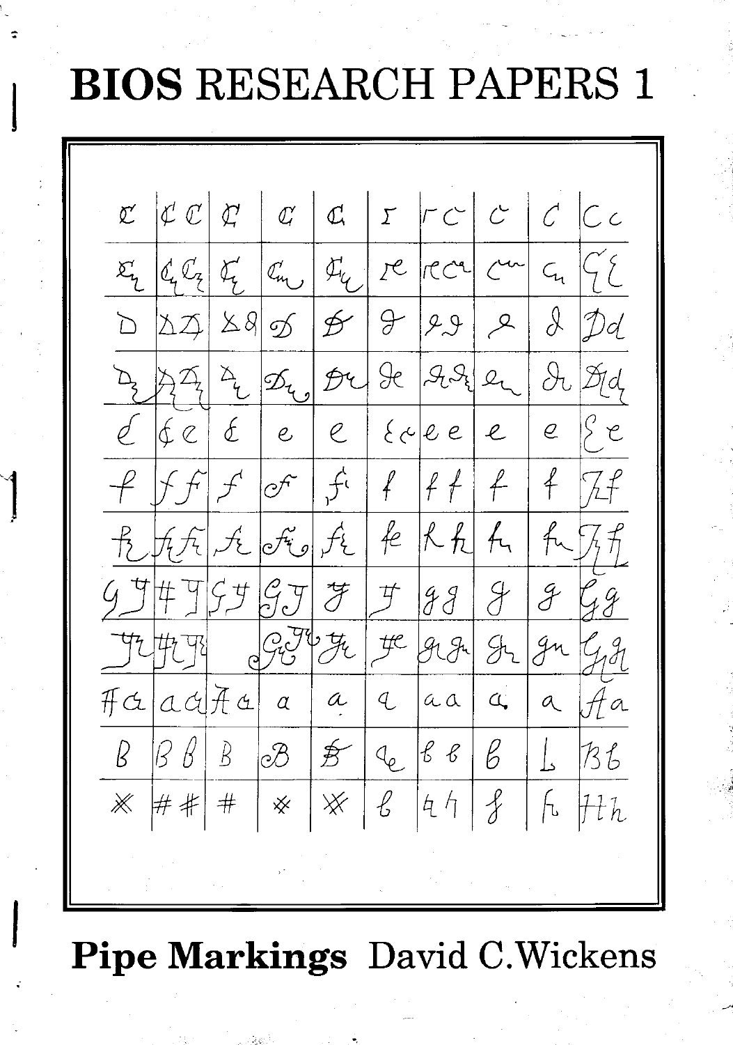# BIOS RESEARCH PAPERS 1

**Pipe Markings** David C. Wickens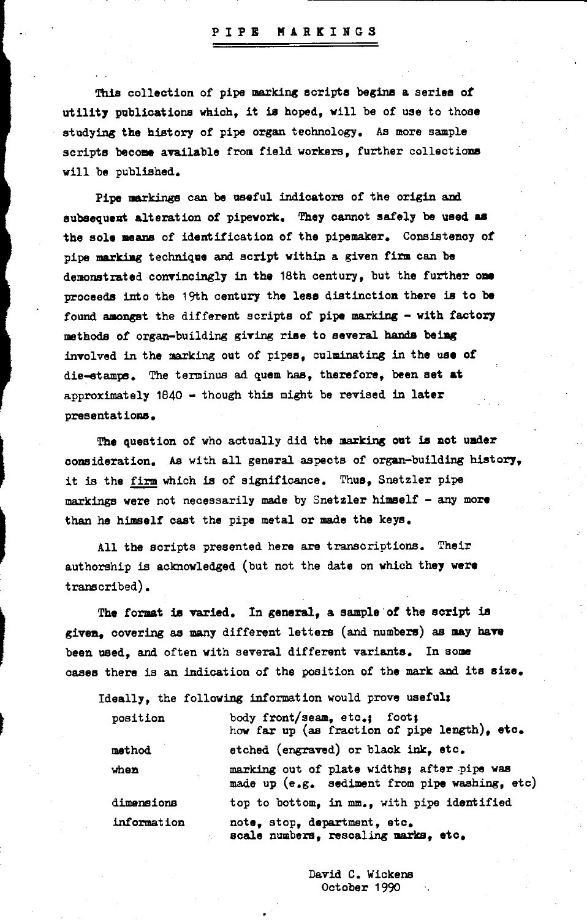# PIPE MARKINGS

This collection of pipe marking scripts begins a series of utility publications which, it is hoped, will be of use to those studying the history of pipe organ technology. As more sample scripts become available from field workers, further collections will be published.

Pipe markings can be useful indicators of the origin and subsequent alteration of pipework. They cannot safely be used as the sole means of identification of the pipemaker. Consistency of pipe marking technique and script within a given firm can be demonstrated convincingly in the 18th century, but the further one proceeds into the 19th century the less distinction there is to be found amongst the different scripts of pipe marking - with factory methods of organ-building giving rise to several hands being involved in the marking out of pipes, culminating in the use of die-stamps. The terminus ad quem has, therefore, been set at approximately 1840 - though this might be revised in later presentations.

The question of who actually did the marking out is not under consideration. As with all general aspects of organ-building history, it is the firm which is of significance. Thus, Snetzler pipe markings were not necessarily made by Snetzler himself - any more than he himself cast the pipe metal or made the keys.

All the scripts presented here are transcriptions. Their authorship is acknowledged (but not the date on which they were transcribed).

The format is varied. In general, a sample of the script is given, covering as many different letters (and numbers) as may have been used, and often with several different variants. In some cases there is an indication of the position of the mark and its size.

Ideally, the following information would prove useful:

| | |
|---|---|
| position | body front/seam, etc.; foot; how far up (as fraction of pipe length), etc. |
| method | etched (engraved) or black ink, etc. |
| when | marking out of plate widths; after pipe was made up (e.g. sediment from pipe washing, etc) |
| dimensions | top to bottom, in mm., with pipe identified |
| information | note, stop, department, etc. scale numbers, rescaling marks, etc. |

David C. Wickens
October 1990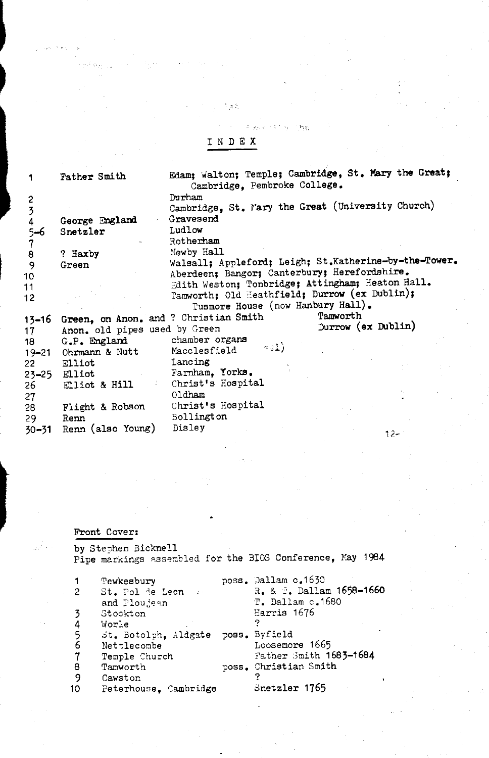# INDEX

| | | |
|---|---|---|
| 1 | Father Smith | Edam; Walton; Temple; Cambridge, St. Mary the Great; Cambridge, Pembroke College. |
| 2 | | Durham |
| 3 | | Cambridge, St. Mary the Great (University Church) |
| 4 | George England | Gravesend |
| 5–6 | Snetzler | Ludlow |
| 7 | | Rotherham |
| 8 | ? Haxby | Newby Hall |
| 9 | Green | Walsall; Appleford; Leigh; St.Katherine-by-the-Tower. |
| 10 | | Aberdeen; Bangor; Canterbury; Herefordshire. |
| 11 | | Edith Weston; Tonbridge; Attingham; Heaton Hall. |
| 12 | | Tamworth; Old Heathfield; Durrow (ex Dublin); Tusmore House (now Hanbury Hall). |
| 13–16 | Green, on Anon. and ? Christian Smith | Tamworth |
| 17 | Anon. old pipes used by Green | Durrow (ex Dublin) |
| 18 | G.P. England | chamber organs |
| 19–21 | Ohrmann & Nutt | Macclesfield |
| 22 | Elliot | Lancing |
| 23–25 | Elliot | Farnham, Yorks. |
| 26 | Elliot & Hill | Christ's Hospital |
| 27 | | Oldham |
| 28 | Flight & Robson | Christ's Hospital |
| 29 | Renn | Bollington |
| 30–31 | Renn (also Young) | Disley |

Front Cover:

by Stephen Bicknell
Pipe markings assembled for the BIOS Conference, May 1984

| | | |
|---|---|---|
| 1 | Tewkesbury | poss. Dallam c.1630 |
| 2 | St. Pol de Leon and Ploujean | R. & T. Dallam 1658–1660; T. Dallam c.1680 |
| 3 | Stockton | Harris 1676 |
| 4 | Worle | ? |
| 5 | St. Botolph, Aldgate | poss. Byfield |
| 6 | Nettlecombe | Loosemore 1665 |
| 7 | Temple Church | Father Smith 1683–1684 |
| 8 | Tamworth | poss. Christian Smith |
| 9 | Cawston | ? |
| 10 | Peterhouse, Cambridge | Snetzler 1765 |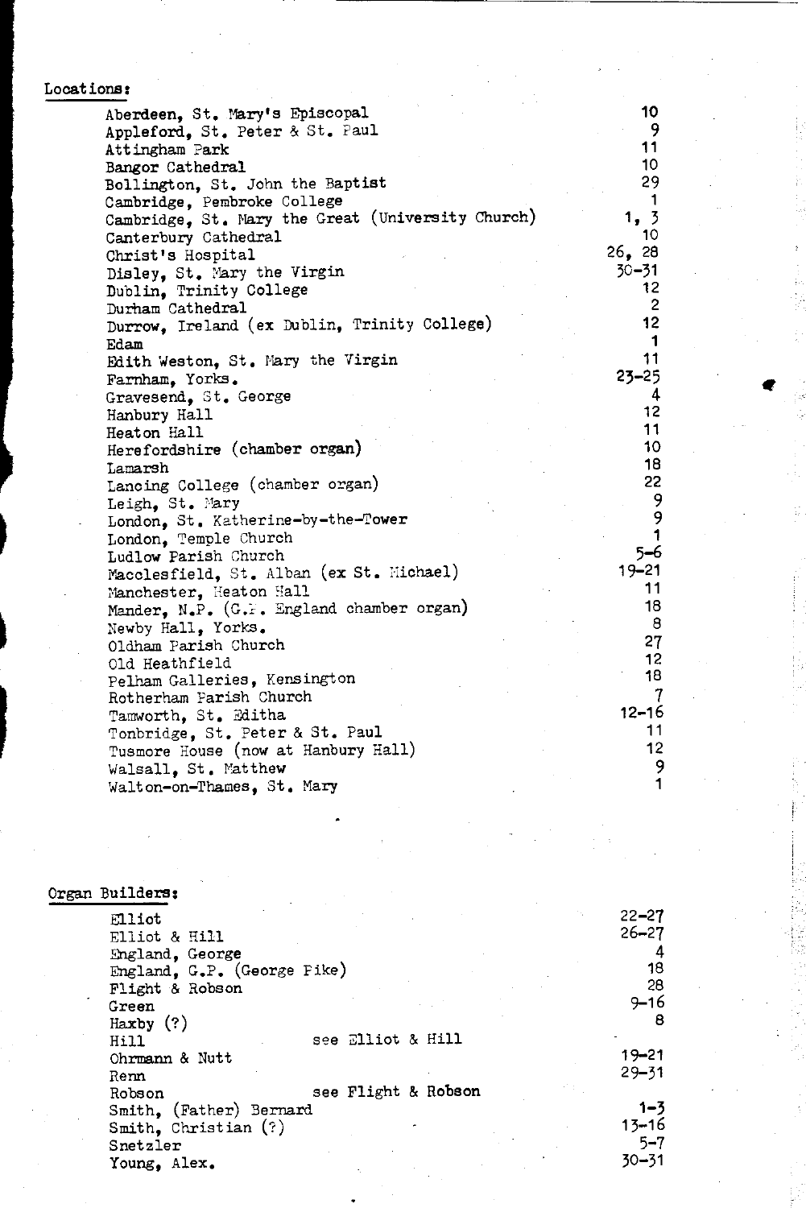## Locations:

| | |
|---|---|
| Aberdeen, St. Mary's Episcopal | 10 |
| Appleford, St. Peter & St. Paul | 9 |
| Attingham Park | 11 |
| Bangor Cathedral | 10 |
| Bollington, St. John the Baptist | 29 |
| Cambridge, Pembroke College | 1 |
| Cambridge, St. Mary the Great (University Church) | 1, 3 |
| Canterbury Cathedral | 10 |
| Christ's Hospital | 26, 28 |
| Disley, St. Mary the Virgin | 30–31 |
| Dublin, Trinity College | 12 |
| Durham Cathedral | 2 |
| Durrow, Ireland (ex Dublin, Trinity College) | 12 |
| Edam | 1 |
| Edith Weston, St. Mary the Virgin | 11 |
| Farnham, Yorks. | 23–25 |
| Gravesend, St. George | 4 |
| Hanbury Hall | 12 |
| Heaton Hall | 11 |
| Herefordshire (chamber organ) | 10 |
| Lamarsh | 18 |
| Lancing College (chamber organ) | 22 |
| Leigh, St. Mary | 9 |
| London, St. Katherine-by-the-Tower | 9 |
| London, Temple Church | 1 |
| Ludlow Parish Church | 5–6 |
| Macclesfield, St. Alban (ex St. Michael) | 19–21 |
| Manchester, Heaton Hall | 11 |
| Mander, N.P. (G.P. England chamber organ) | 18 |
| Newby Hall, Yorks. | 8 |
| Oldham Parish Church | 27 |
| Old Heathfield | 12 |
| Pelham Galleries, Kensington | 18 |
| Rotherham Parish Church | 7 |
| Tamworth, St. Editha | 12–16 |
| Tonbridge, St. Peter & St. Paul | 11 |
| Tusmore House (now at Hanbury Hall) | 12 |
| Walsall, St. Matthew | 9 |
| Walton-on-Thames, St. Mary | 1 |

## Organ Builders:

| | | |
|---|---|---|
| Elliot | | 22–27 |
| Elliot & Hill | | 26–27 |
| England, George | | 4 |
| England, G.P. (George Pike) | | 18 |
| Flight & Robson | | 28 |
| Green | | 9–16 |
| Haxby (?) | | 8 |
| Hill | see Elliot & Hill | |
| Ohrmann & Nutt | | 19–21 |
| Renn | | 29–31 |
| Robson | see Flight & Robson | |
| Smith, (Father) Bernard | | 1–3 |
| Smith, Christian (?) | | 13–16 |
| Snetzler | | 5–7 |
| Young, Alex. | | 30–31 |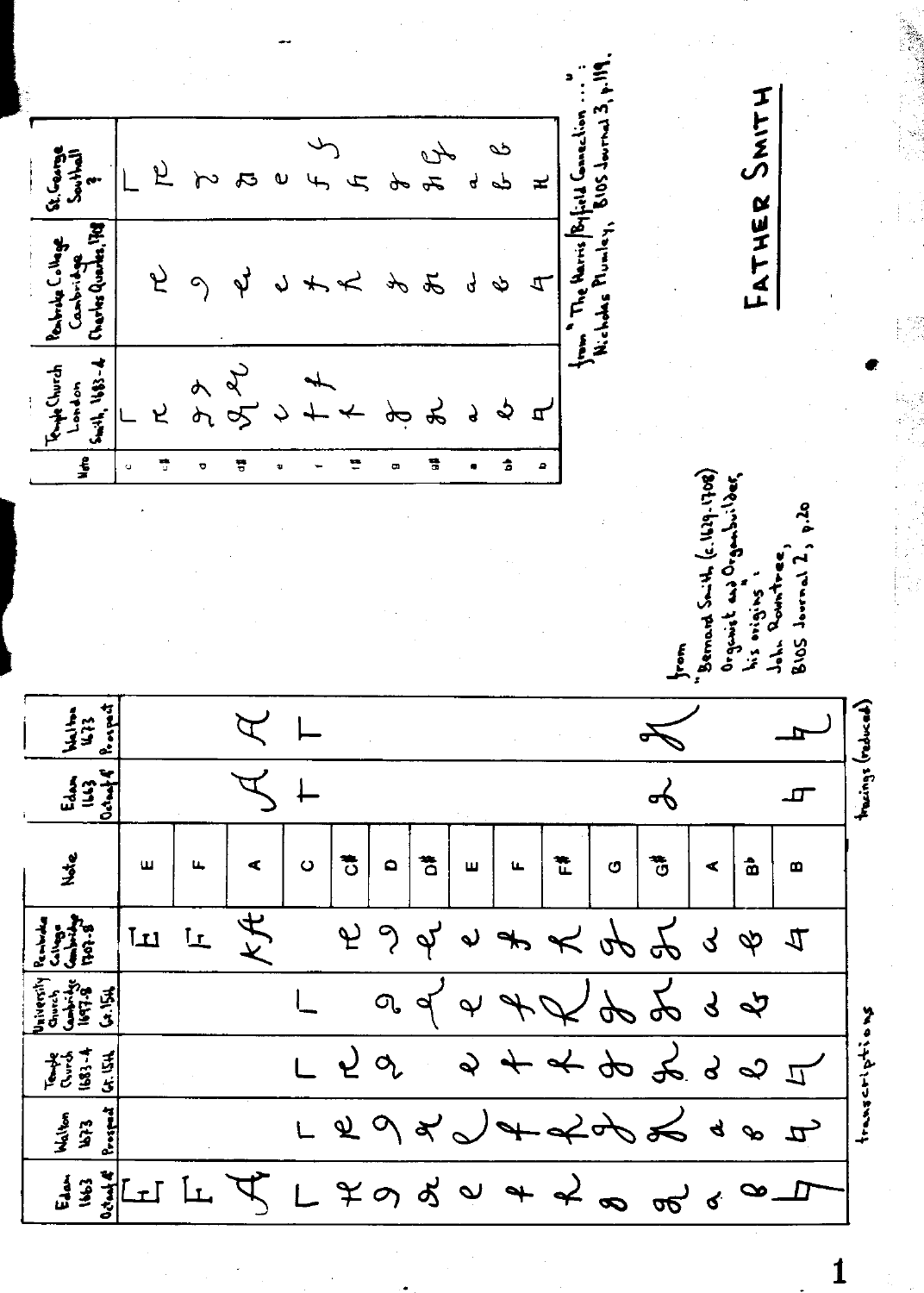# Father Smith

| Note | Temple Church London Smith, 1683-4 | Pembroke College Cambridge Charles Quarles, 1708 | St. George Southall ? |
|---|---|---|---|
| c | | | |
| c# | | | |
| d | | | |
| d# | | | |
| e | | | |
| f | | | |
| f# | | | |
| g | | | |
| g# | | | |
| a | | | |
| b♭ | | | |
| b | | | H |

from "The Harris/Byfield Connection ...": Nicholas Plumley, BIOS Journal 3, p.119.

from "Bernard Smith (c.1629-1708) Organist and Organbuilder, his origins", John Rowntree, BIOS Journal 2, p.20

| Eton 1663 Octave 4' | Walton 1673 Prospect | Temple Church 1683-4 Gt. 15th | University Church Cambridge 1697-8 Gt. 15th | Pembroke College Cambridge 1707-8 | Note | Eton 1663 Octave 4' | Walton 1673 Prospect |
|---|---|---|---|---|---|---|---|
| E | | | | E | E | | |
| F | | | | F | F | | |
| A | | | | A | A | A | A |
| | | | | | C | | |
| | | | | | C# | | |
| | | | | | D | | |
| | | | | | D# | | |
| | | | | | E | | |
| | | | | | F | | |
| | | | | | F# | | |
| | | | | | G | | |
| | | | | | G# | | |
| | | | | | A | | |
| | | | | | B♭ | | |
| | | | | | B | | |

transcriptions — tracings (reduced)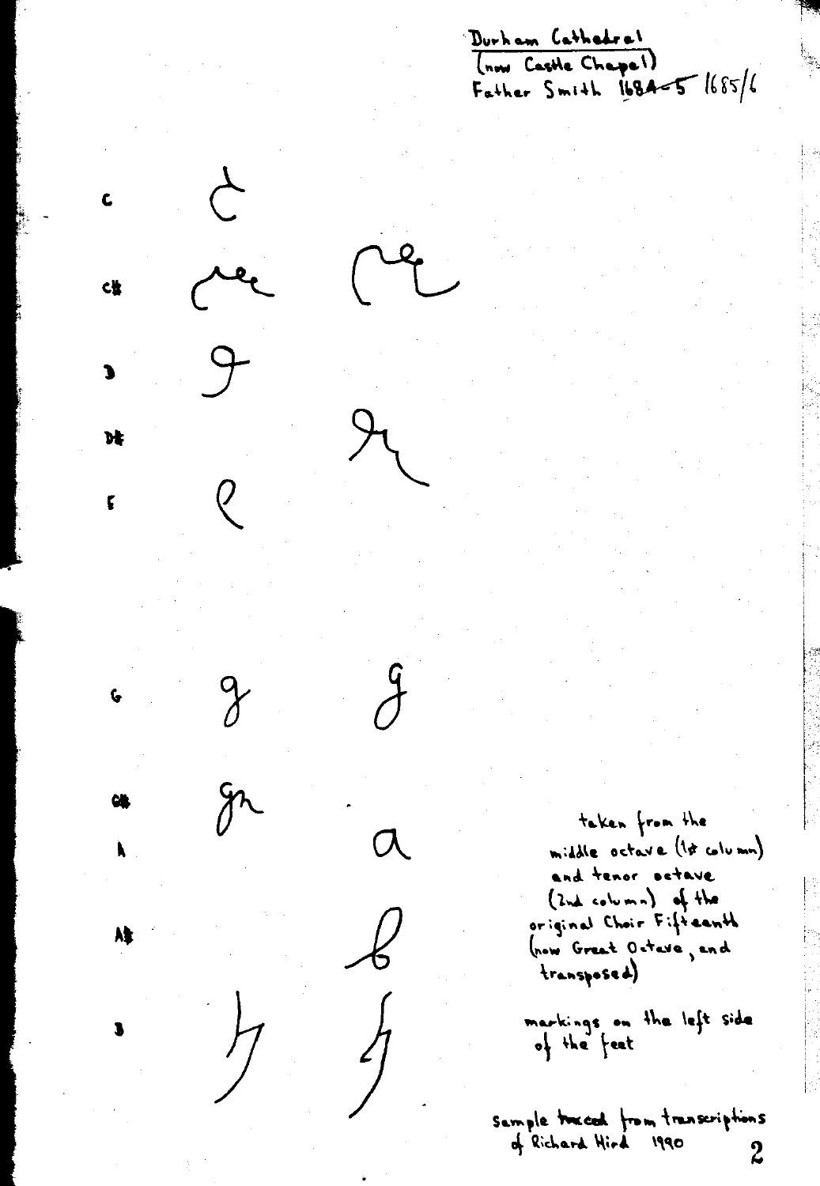Durham Cathedral
(now Castle Chapel)
Father Smith ~~1684-5~~ 1685/6

C

C#

D

D#

E

G

G#

A

A#

B

taken from the middle octave (1st column) and tenor octave (2nd column) of the original Choir Fifteenth (now Great Octave, and transposed)

markings on the left side of the feet

Sample traced from transcriptions of Richard Hird 1990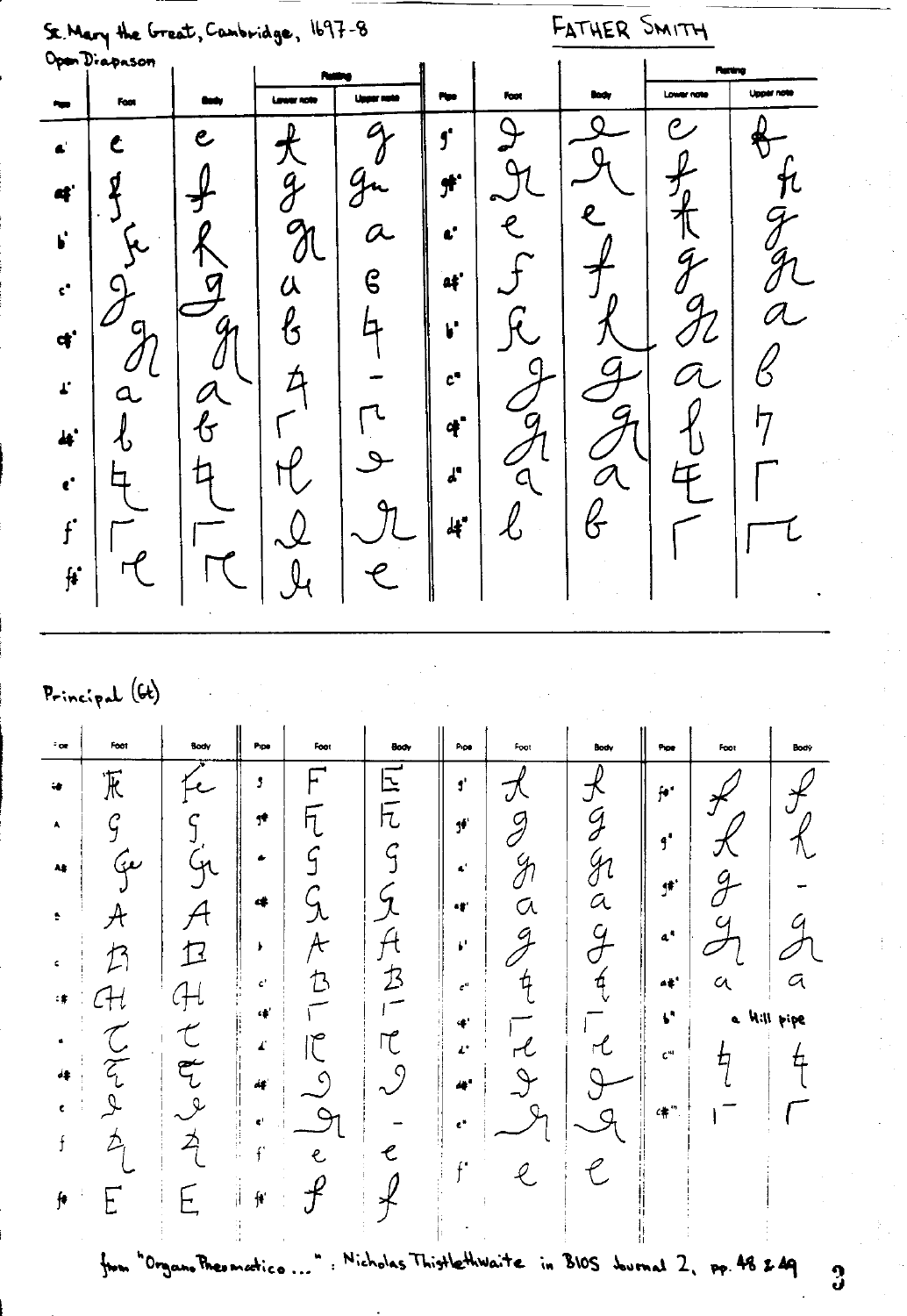St. Mary the Great, Cambridge, 1697-8

FATHER SMITH

Open Diapason

| Pipe | Foot | Body | Rating: Lower note | Rating: Upper note | Pipe | Foot | Body | Rating: Lower note | Rating: Upper note |
|---|---|---|---|---|---|---|---|---|---|
| a' | e | e | f | g | g" | d | d | e | f |
| a#' | f | f | g | gr | g#" | dr | dr | f | fr |
| b' | fr | f | gr | a | a" | e | e | f | g |
| c" | g | g | a | b | a#" | f | f | g | gr |
| c#" | gr | gr | b | 4 | b" | fr | f | gr | a |
| d" | a | a | 4 | – | c"' | g | g | a | b |
| d#" | b | b | Г | Гr | c#"' | gr | gr | b | 7 |
| e" | 4 | 4 | Гe | d | d"' | a | a | 4 | Г |
| f" | Г | Г | d | dr | d#"' | b | b | Г | Гr |
| f#" | Гe | Гe | dr | e | | | | | |

Principal (6t)

| Pipe | Foot | Body | Pipe | Foot | Body | Pipe | Foot | Body | Pipe | Foot | Body |
|---|---|---|---|---|---|---|---|---|---|---|---|
| G# | Fr | Fe | g | F | E | g' | f | f | f#" | f | f |
| A | G | G | g# | F | F | g#' | g | g | g" | fr | f |
| A# | Ge | Gr | a | G | G | a' | gr | gr | g#" | g | – |
| B | A | A | a# | Gr | G | a#' | a | a | a" | gr | gr |
| c | B | B | b | A | A | b' | g | g | a#" | a | a |
| c# | H | H | c' | B | B | c" | 4 | 4 | b" | a Hill pipe | |
| d | C | C | c#' | Г | Г | c#" | Гe | Гe | c"' | 4 | 4 |
| d# | C | C | d' | Гe | Гe | d" | d | d | c#"' | Г | Г |
| e | d | d | d#' | d | d | d#" | dr | dr | | | |
| f | Z | Z | e' | dr | – | e" | e | e | | | |
| f# | E | E | f' | e | e | f" | | | | | |
| | | | f#' | f | f | | | | | | |

from "Organo Pneumatico ...": Nicholas Thistlethwaite in BIOS Journal 2, pp. 48 & 49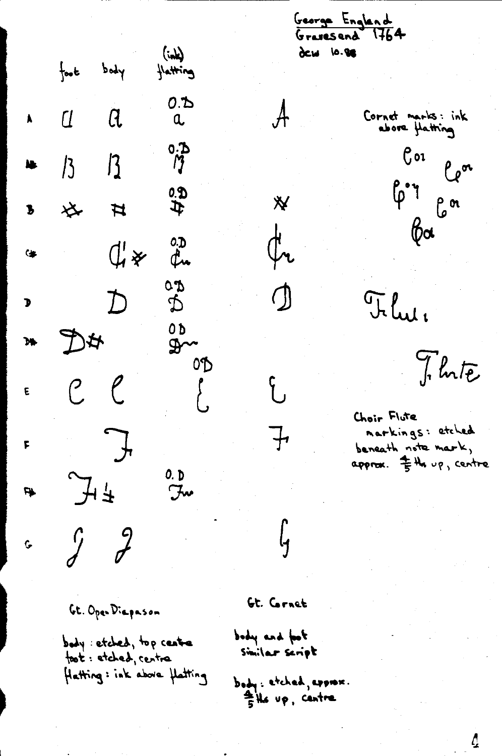George England
Gravesend 1764
dcw 10.88

| | foot | body | (ink) flatting | |
|---|---|---|---|---|
| A | a | a | O.D a | A |
| A# | B | B | O.D B | |
| B | # | # | O.D # | # |
| C# | | C# | O.D C# | C# |
| D | | D | O.D D | D |
| D# | D# | | O D D# | |
| E | e | e | OD E | E |
| F | | F | | F |
| F# | F# | | O. D F# | |
| G | G | G | | G |

Cornet marks: ink above flatting

Choir Flute markings: etched beneath note mark, approx. 4/5ths up, centre

Gt. Open Diapason

body: etched, top centre
foot: etched, centre
flatting: ink above flatting

Gt. Cornet

body and foot similar script

body: etched, approx. 4/5ths up, centre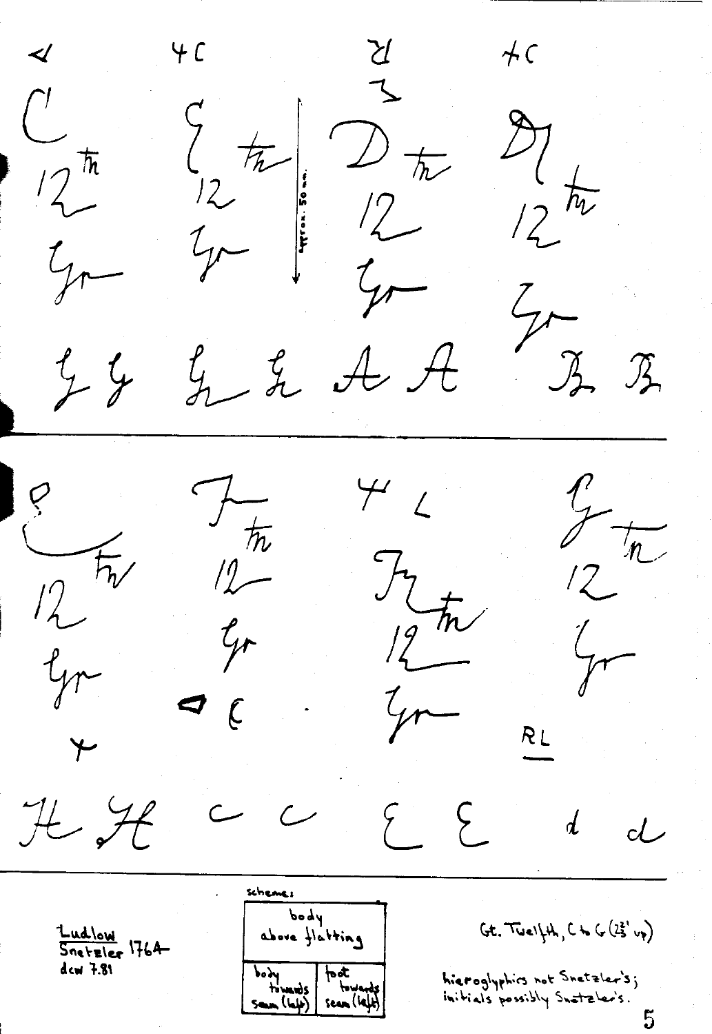4C &nbsp;&nbsp;&nbsp; +C

tn &nbsp; tn &nbsp; tn &nbsp; tn

12 &nbsp; 12 &nbsp; 12 &nbsp; 12

Gr &nbsp; Gr &nbsp; Gr &nbsp; Gr

approx. 50 mm

G G &nbsp; G G &nbsp; A A &nbsp; B B

---

tn &nbsp; tn &nbsp; 4 L &nbsp; tn

12 &nbsp; 12 &nbsp; tn &nbsp; 12

Gr &nbsp; Gr &nbsp; 12 &nbsp; Gr

C &nbsp; Gr

RL

H H &nbsp; c c &nbsp; E E &nbsp; d d

---

Ludlow
Snetzler 1764
dcw 7.81

scheme:

| body above flatting | |
|---|---|
| body towards seam (left) | foot towards seam (left) |

Gt. Twelfth, C to G ($2\frac{2}{3}'$ up)

hieroglyphics not Snetzler's;
initials possibly Snetzler's.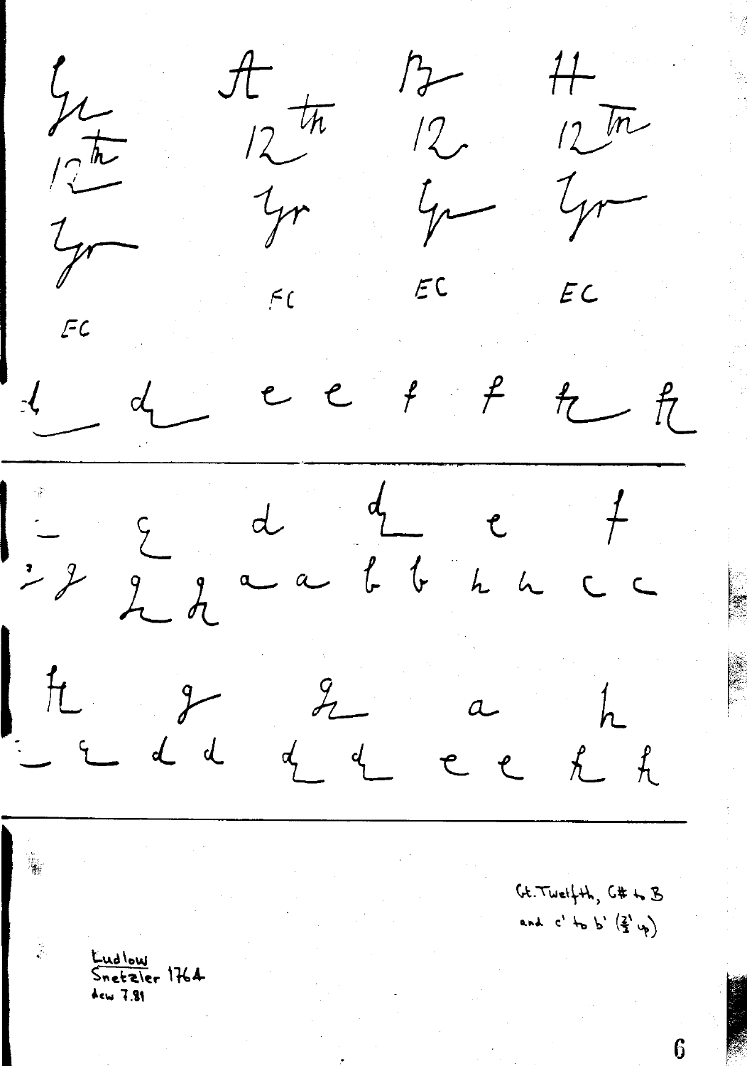Gr 12th Gr

EC

A 12th Gr

FC

B 12 Gr

EC

H 12th Gr

EC

d d e e f f h h

---

g d d e f

g g h a a b b h h c c

h g g a h

e d d d d e e h h

---

Gt. Twelfth, C# to B and c' to b' ($\frac{3}{2}$' up)

Ludlow
Snetzler 1764
dcw 7.81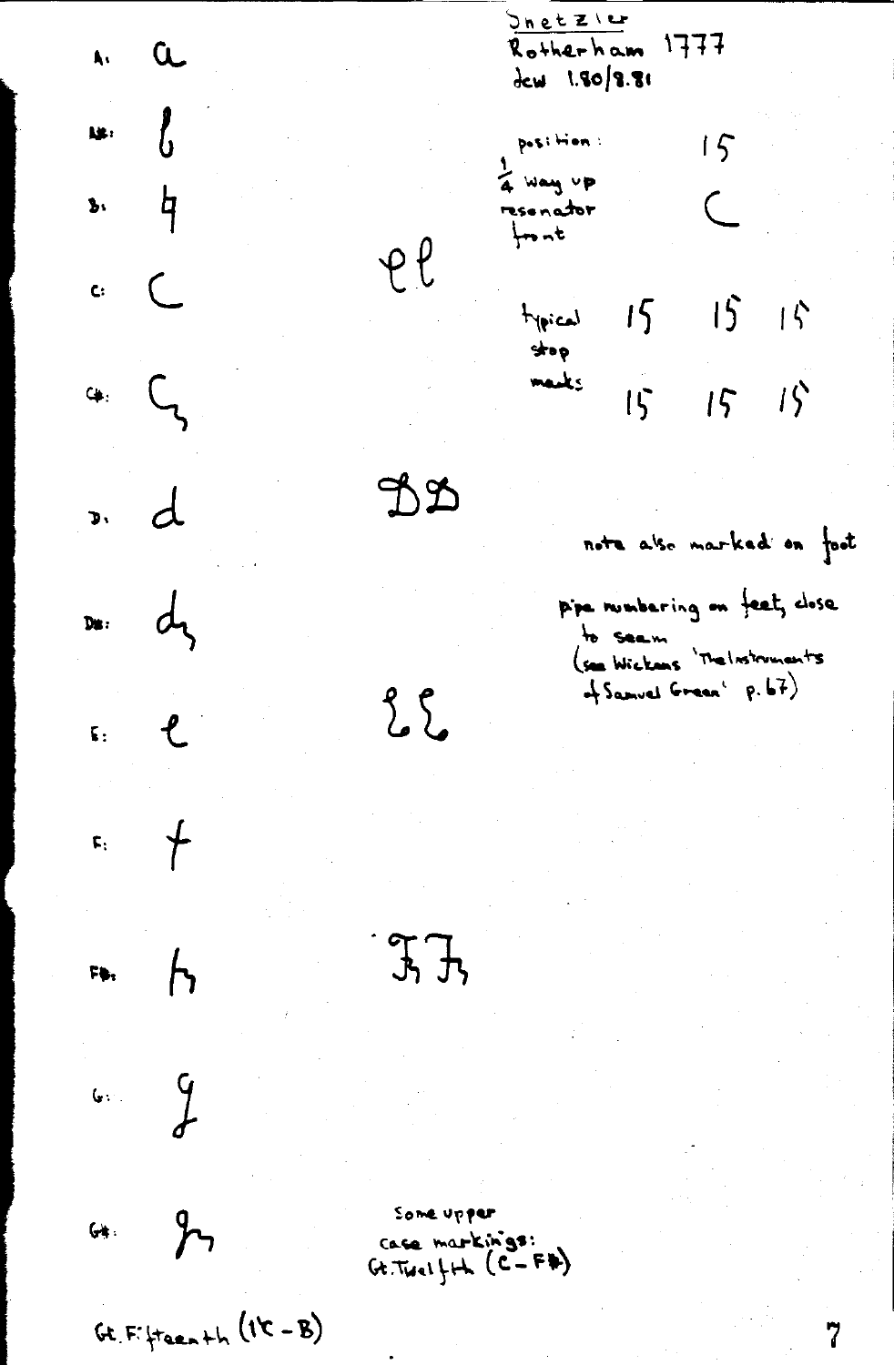Snetzler
Rotherham 1777
dcw 1.80/8.81

| | | |
|---|---|---|
| A: | a | |
| A#: | b | |
| B: | h | |
| C: | c | ee |
| C#: | c | |
| D: | d | DD |
| D#: | d | |
| E: | e | EE |
| F: | f | |
| F#: | f | FF |
| G: | g | |
| G#: | g | |

position: 1/4 way up resonator front — 15 C

typical stop marks: 15 15 15 / 15 15 15

note also marked on foot

pipe numbering on feet, close to seam
(see Wickens 'The Instruments of Samuel Green' p. 67)

Some upper case markings:
Gt. Twelfth (C – F#)

Gt. Fifteenth (1C – B)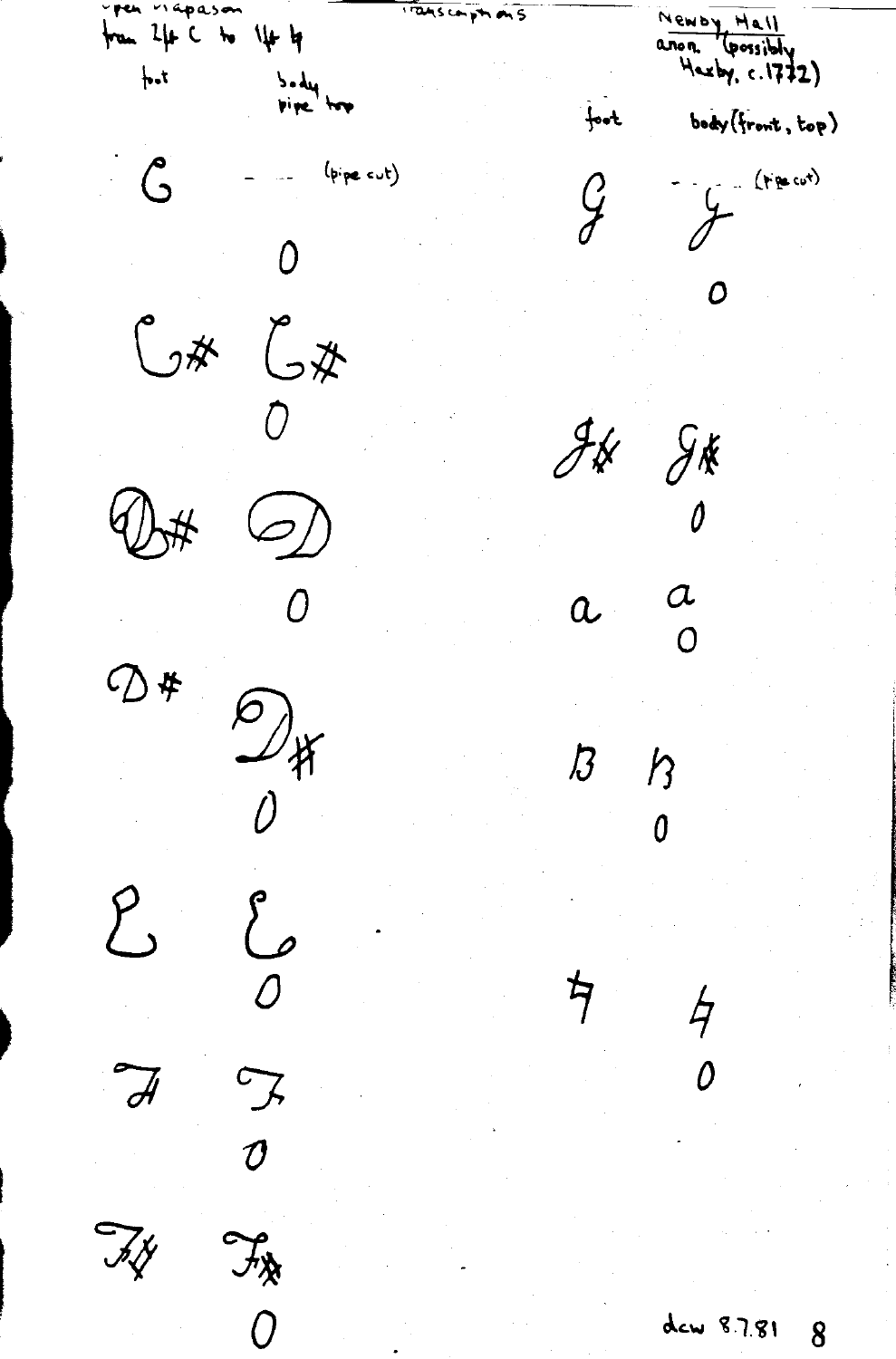Open Diapason transcriptions

from 2ft C to 1ft ♮

| foot | body pipe top |
| --- | --- |
| C | - - - (pipe cut) 0 |
| C# | C# 0 |
| D# | D 0 |
| D# | D# 0 |
| E | E 0 |
| F | F 0 |
| F# | F# 0 |

Newby Hall
anon. (possibly Haxby, c.1772)

| foot | body (front, top) |
| --- | --- |
| G | G - - - (pipe cut) 0 |
| G# | G# 0 |
| a | a 0 |
| B | B 0 |
| ♮ | ♮ 0 |

dcw 8.7.81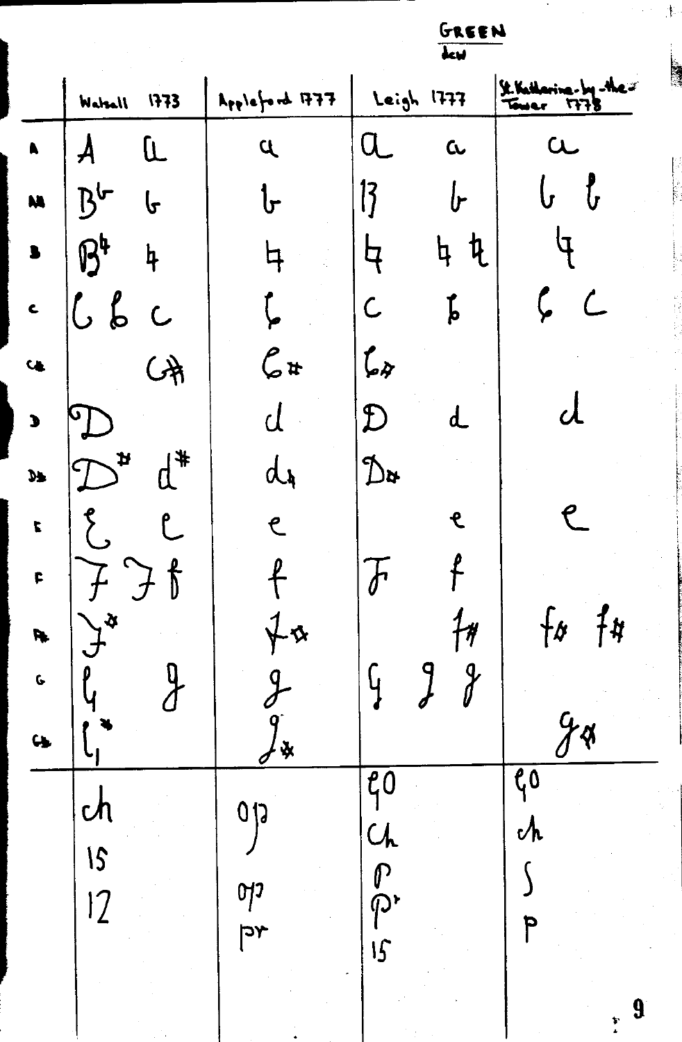GREEN

dcw

| | Walsall 1773 | Appleford 1777 | Leigh 1777 | St. Katharine-by-the-Tower 1778 |
|---|---|---|---|---|
| A | A a | a | a a | a |
| A# | B♭ b | b | B b | b b |
| B | B♮ ♮ | ♮ | ♮ | ♮ ♮ | ♮ |
| C | C C c | C | c | C | C C |
| C# | C# | C# | C# | |
| D | D | d | D d | d |
| D# | D# d# | d# | D# | |
| E | E e | e | e | e |
| F | F F f | f | F f | f |
| F# | F# | f# | f# | f# f# |
| G | G g | g | G g g | |
| G# | G# | g# | | g# |
| | ch | op | go | go |
| | 15 | | Ch | ch |
| | 12 | op | P | S |
| | | pr | Pr | P |
| | | | 15 | |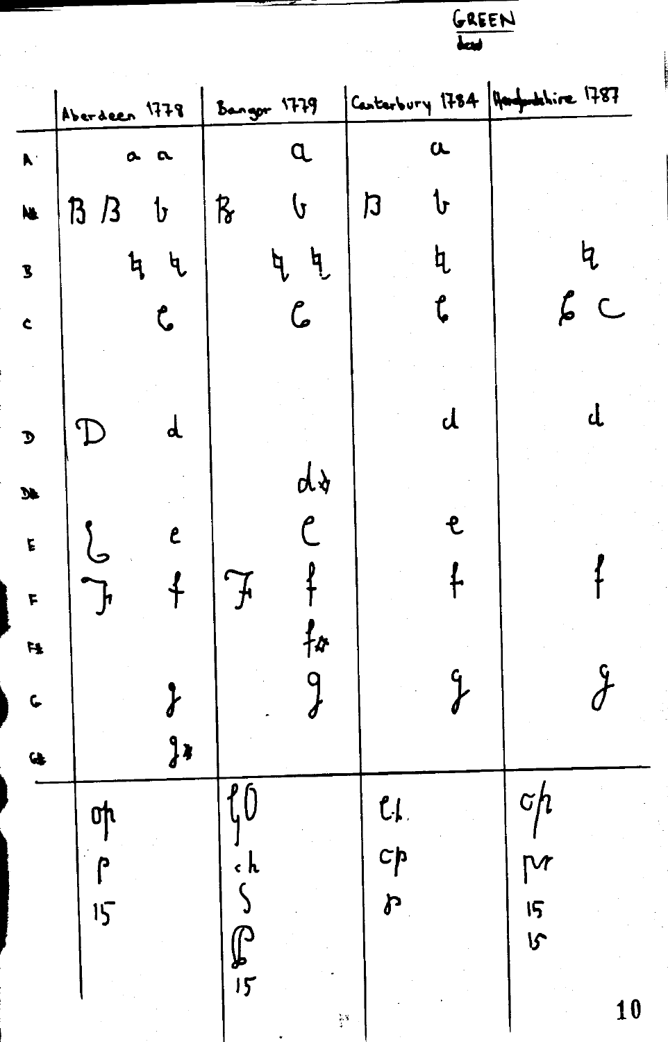GREEN
dead

| | Aberdeen 1778 | Bangor 1779 | Canterbury 1784 | Herefordshire 1787 |
|---|---|---|---|---|
| A | a a | a | a | |
| B♭ | B B b | B b | B b | |
| B | ♮ ♮ | ♮ ♮ | ♮ | ♮ |
| C | c | c | c | c c |
| D | D d | | d | d |
| D♭ | | d♭ | | |
| E | E e | e | e | |
| F | F f | F f | f | f |
| F♯ | | f♯ | | |
| G | g | g | g | g |
| G♯ | g♯ | | | |
| | op<br>p<br>15 | fO<br>ch<br>S<br>P<br>15 | ch<br>cp<br>p | ch<br>pr<br>15<br>15 |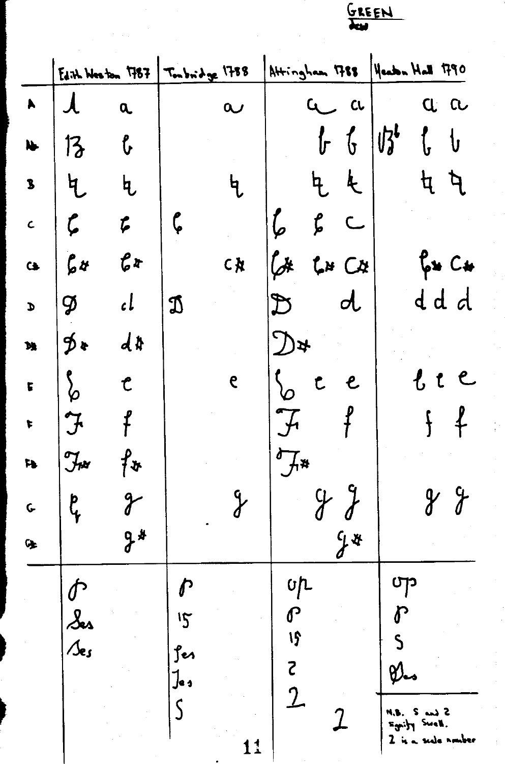GREEN

| | Edith Weston 1787 | Tonbridge 1788 | Attingham 1788 | Heaton Hall 1790 |
|---|---|---|---|---|
| A | A a | a | a a | a a |
| Bb | B b | | b b | Bb b b |
| B | ♮ ♮ | ♮ | ♮ ♮ | ♮ ♮ |
| C | C C | C | C C c | |
| C# | C# C# | c# | C# C# C# | C# C# |
| D | D d | D | D d | d d d |
| D# | D# d# | | D# | |
| E | E e | e | E e e | e e e |
| F | F f | | F f | f f |
| F# | F# f# | | F# | |
| G | G g | g | g g | g g |
| G# | g# | | g# | |
| | p | p | op | op |
| | Ses | 15 | p | p |
| | Ses | Ses | 15 | S |
| | | Ses | 2 | Ses |
| | | S | 2 | |
| | | | 2 | |

N.B. S and 2 signify Swell.
2 is a scale number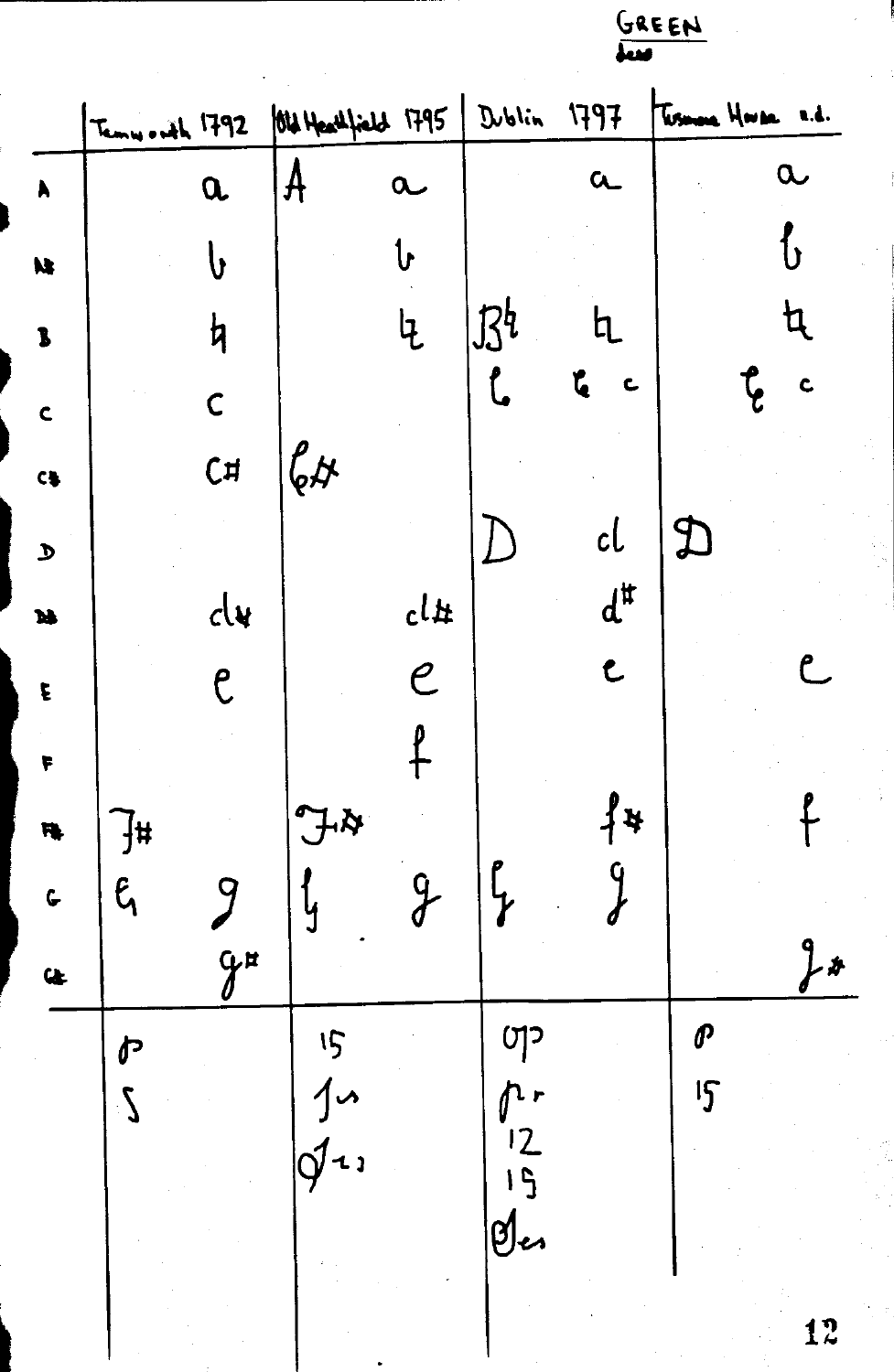GREEN

| | Tamworth 1792 | | Old Heathfield 1795 | | Dublin 1797 | | Tasmania House n.d. | |
|---|---|---|---|---|---|---|---|---|
| A | | a | A | a | | a | | a |
| A♯ | | b | | b | | | | b |
| B | | h | | h | B♮ | h | | h |
| C | | c | | | C | C c | | C c |
| C♯ | | c♯ | C♯ | | | | | |
| D | | | | | D | d | D | |
| D♯ | | d♯ | | d♯ | | d♯ | | |
| E | | e | | e | | e | | e |
| F | | | | f | | | | |
| F♯ | F♯ | | F♯ | | | f♯ | | f |
| G | G | g | G | g | G | g | | |
| G♯ | | g♯ | | | | | | g♯ |
| | p | | 15 | | op | | p | |
| | s | | fs | | pr | | 15 | |
| | | | Ø 23 | | 12 | | | |
| | | | | | 19 | | | |
| | | | | | Øes | | | |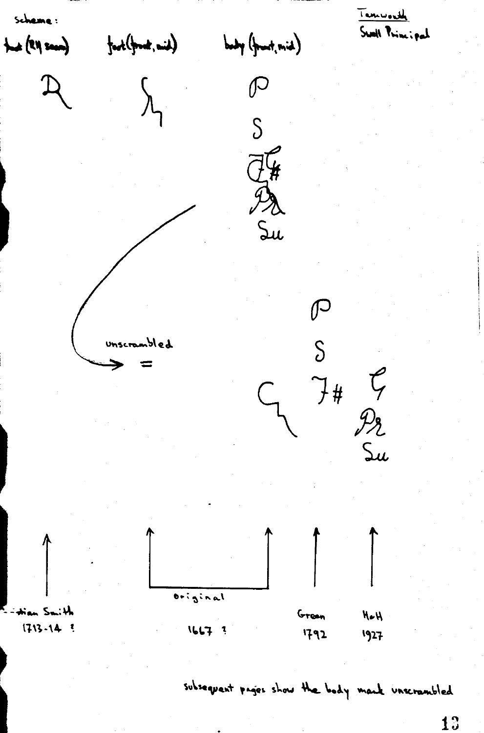scheme:

Tamworth
Swell Principal

foot (RH seam)    foot (front, mid)    body (front, mid)

unscrambled =

original

...tian Smith
1713-14 ?

1667 ?

Green
1792

H&H
1927

subsequent pages show the body mark unscrambled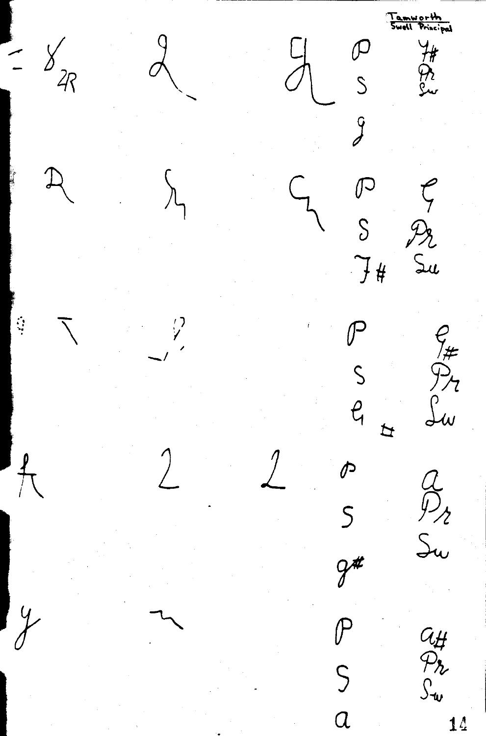Tamworth
Swell Principal

2R

P
S
g

f#
Pr
Sw

P
S
f#

g
Pr
Sw

P
S
g
#

g#
Pr
Sw

P
S
g#

a
Pr
Sw

P
S
a

a#
Pr
Sw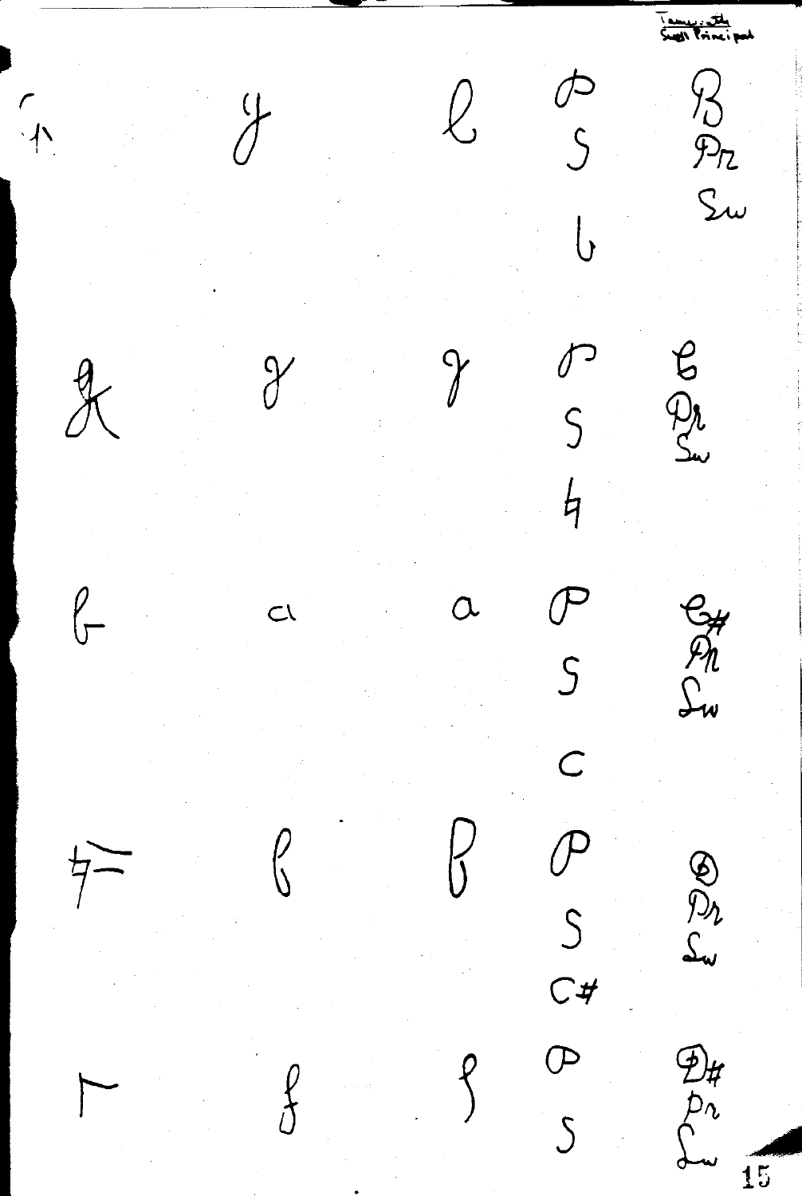Tamworth
Swell Principal

| | | | | |
|---|---|---|---|---|
| 个 | y | l | P S b | B Pr Sw |
| ꭍ | g | g | P S 4 | C Pr Sw |
| ᒷ | a | a | P S C | C# Pr Sw |
| 7⁼ | ℓ | ℓ | P S C# | D Pr Sw |
| ⎾ | f | f | P S | D# Pr Sw |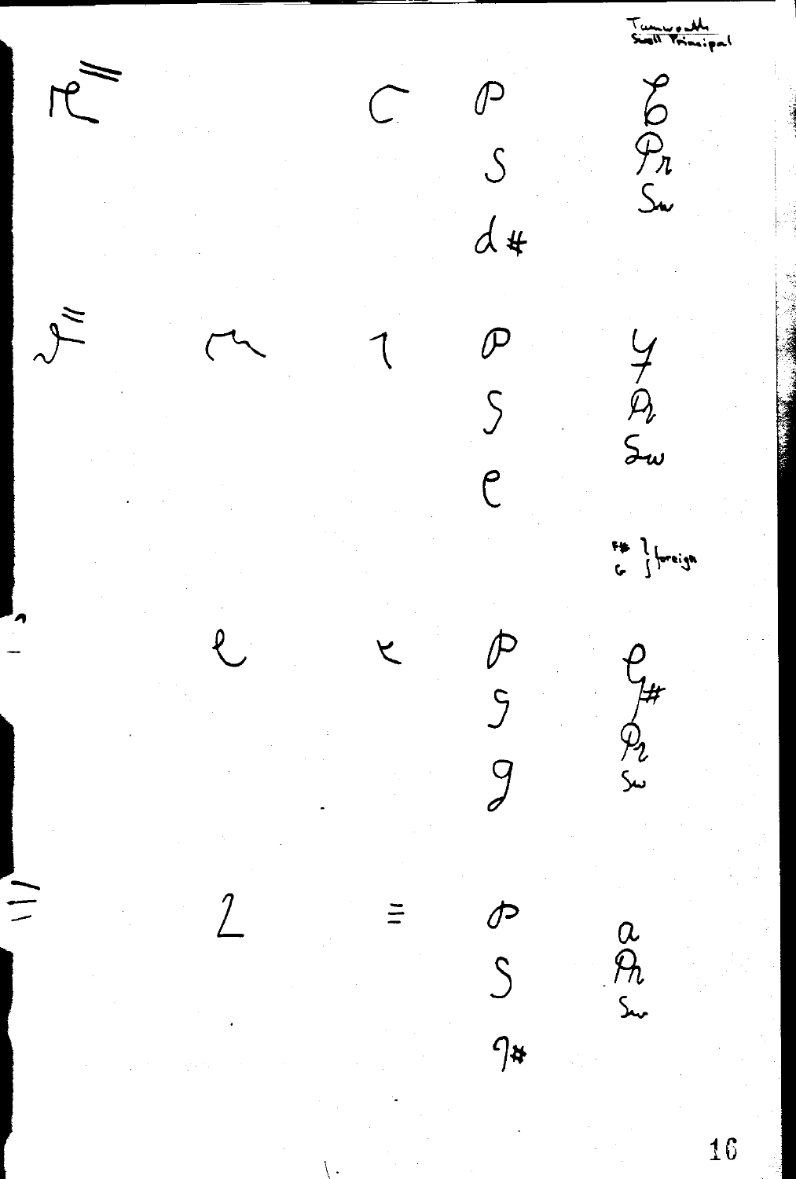Tamworth
Swell Principal

| | | | | |
|---|---|---|---|---|
| | | C | p | b |
| | | | S | Pr |
| | | | d# | Sw |
| | | | p | y |
| | | | S | Pr |
| | | | e | Sw |
| | | | | F# } foreign |
| | | | | G } |
| | | | p | e# |
| | | | S | Pr |
| | | | g | Sw |
| | 2 | = | p | a |
| | | | S | Pr |
| | | | a# | Sw |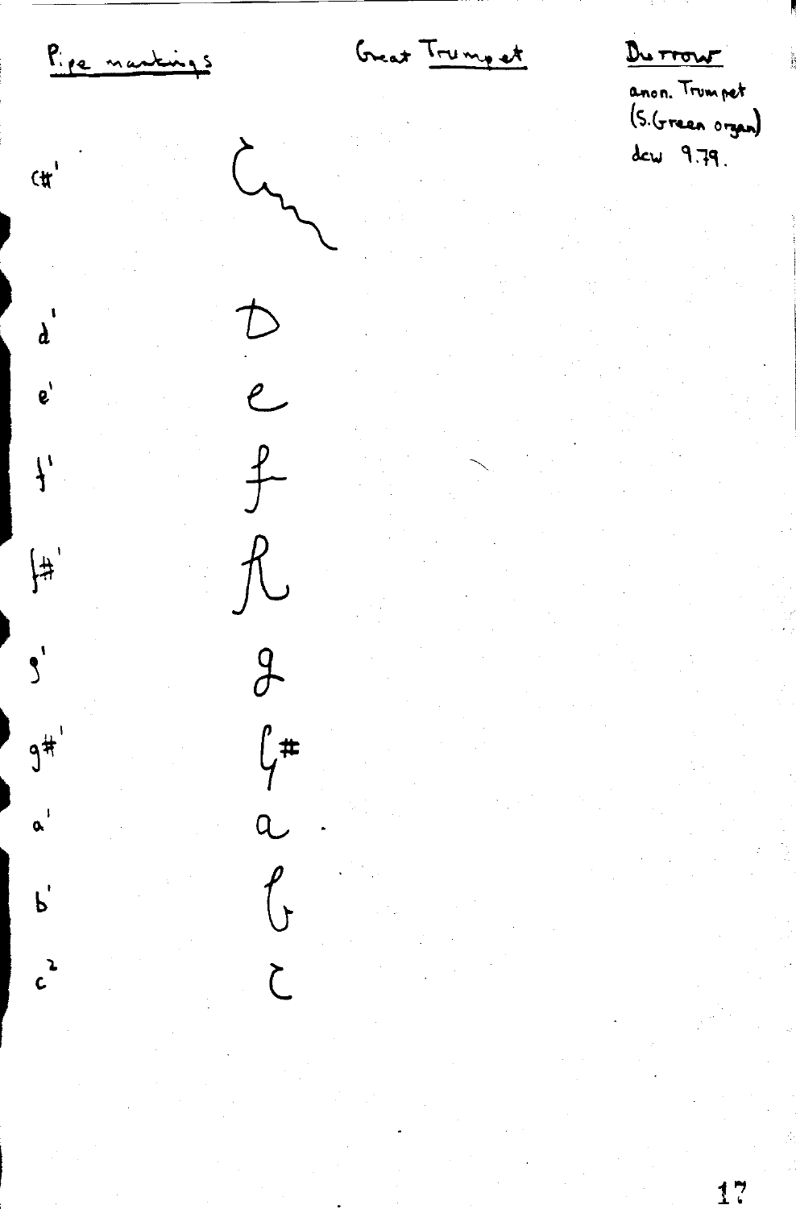Pipe markings | Great Trumpet | Durrow

anon. Trumpet
(S. Green organ)
dcw 9.79.

| Note | Marking |
|---|---|
| c#' | C~~~ |
| d' | D |
| e' | e |
| f' | f |
| f#' | R |
| g' | g |
| g#' | G# |
| a' | a |
| b' | b |
| $c^2$ | C |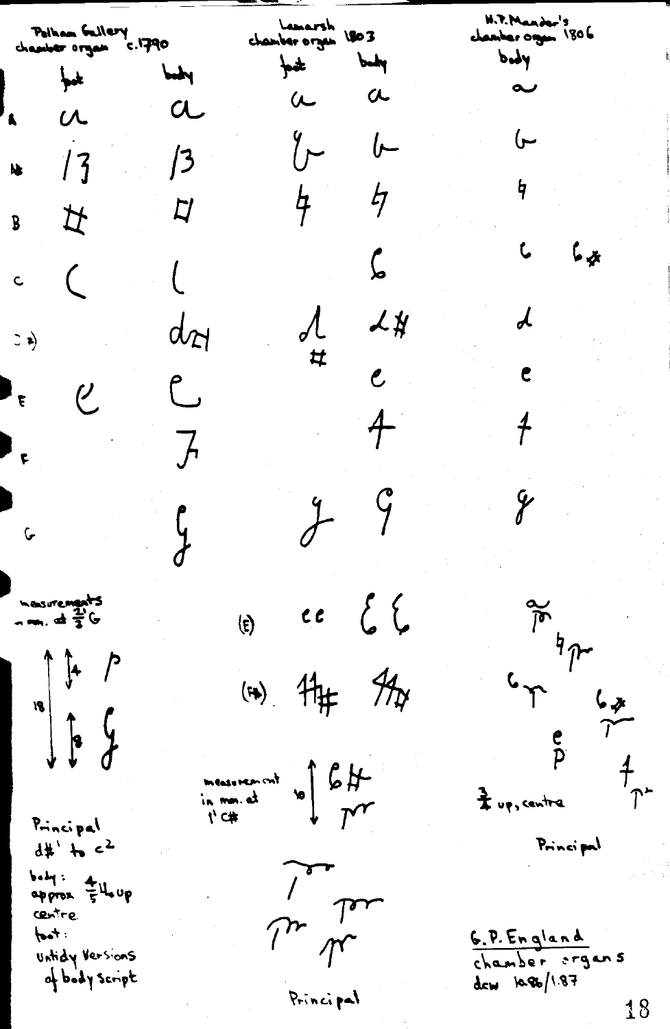| | Pelham Gallery chamber organ c.1790 | | Lamarsh chamber organ 1803 | | H.P. Mander's chamber organ 1806 |
|---|---|---|---|---|---|
| | foot | body | foot | body | body |
| A | a | a | a | a | a |
| A# | 13 | 13 | b | b | b |
| B | # | | 4 | 4 | 4 |
| C | ( | ( | | 6 | 6 6# |
| D# | | d# | d # | d# | d |
| E | e | e | | e | e |
| F | | 7 | | 4 | 4 |
| G | | g | g | g | g |

measurements in mm. at 2 2/3 G

18, 4, 8

Principal d#' to c²

body: approx 4/5 th up centre

foot: untidy versions of body script

(E) ee

(F#)

measurement in mm. at 1' C#

10

Principal

3/4 up, centre

Principal

G.P. England chamber organs

dcw 12.86/1.87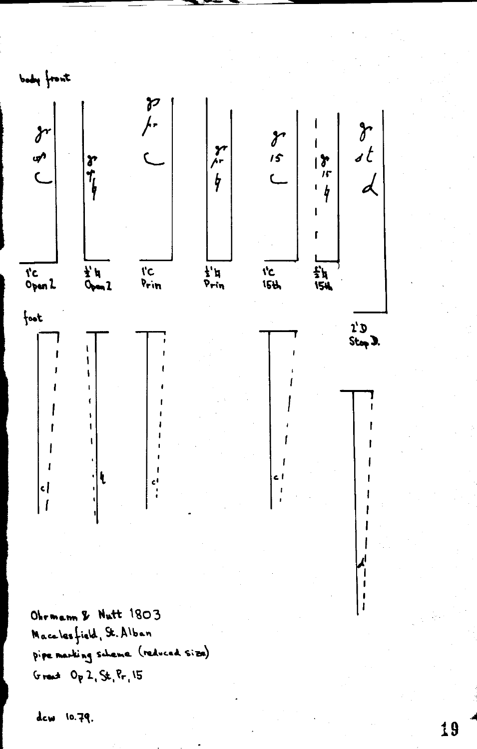body front

gr
op
C

1'C
Open 2

gr
op
♮

½'♮
Open 2

gr
pr
C

1'C
Prin

gr
pr
♮

½'♮
Prin

gr
15
C

1'C
15th

gr
15
♮

½'♮
15th

gr
st
d

2'D
Stop D.

foot

c

♮

c'

c

d

Ohrmann & Nutt 1803

Macclesfield, St. Alban

pipe marking scheme (reduced size)

Great Op 2, St, Pr, 15

dcw 10.79.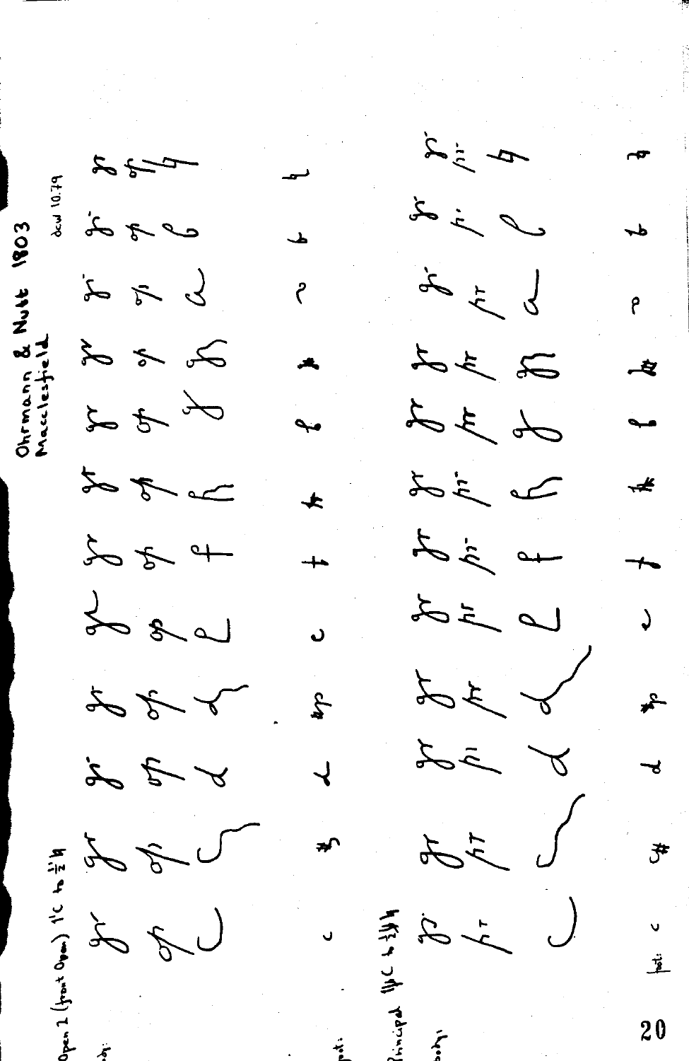Ohrmann & Nutt 1803
Macclesfield

dcw 10.79

Open 2 (front Open) 1'C to 1/2'H

Principal 11/2C to 1 1/2'H

pt: c

fpt: c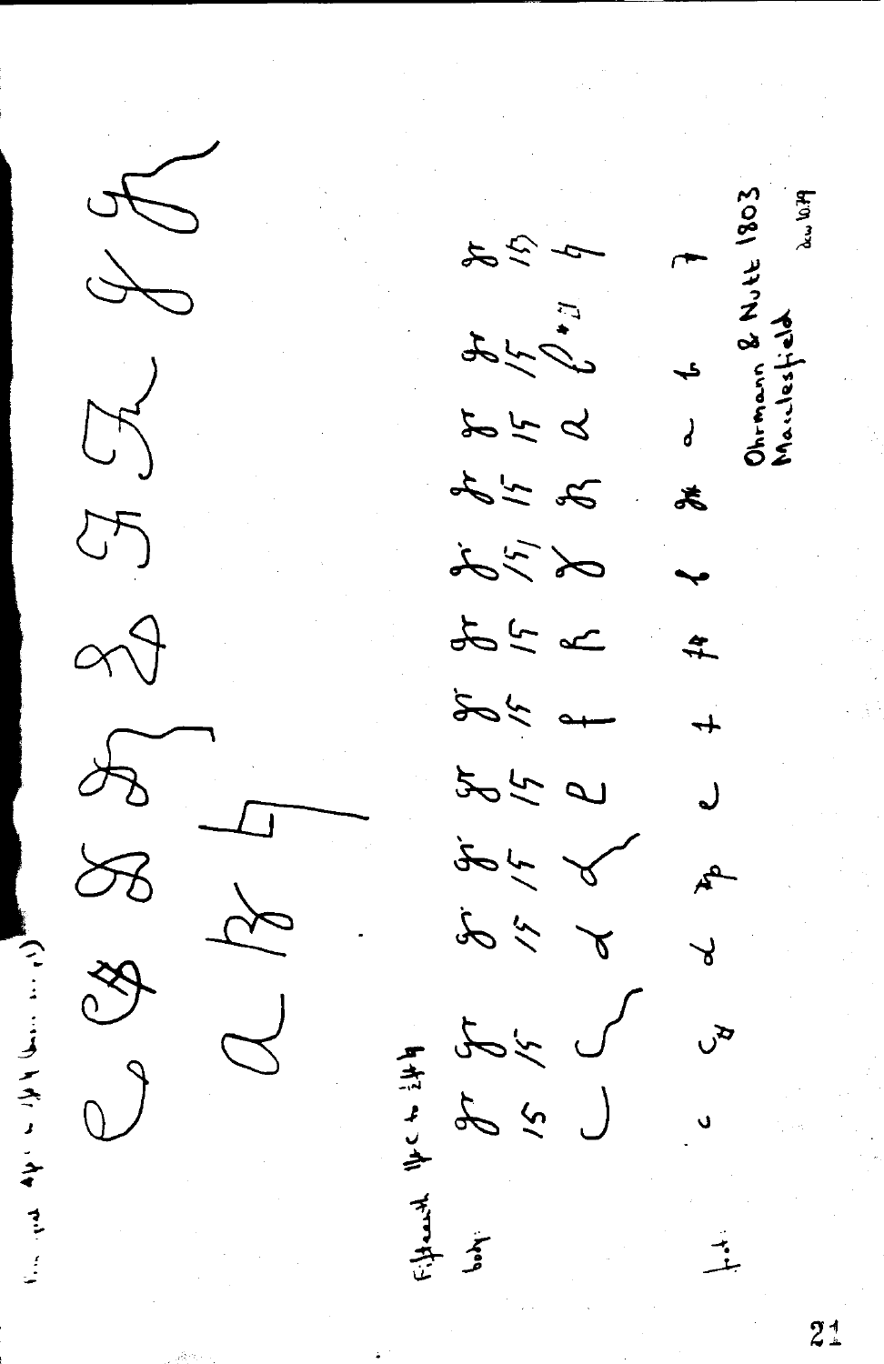Fifteenth

body: 15 15 15 15 15 15 15 15 15 15 15 15 15 15

foot:

Ohrmann & Nutt 1803
Macclesfield

dcw 10.79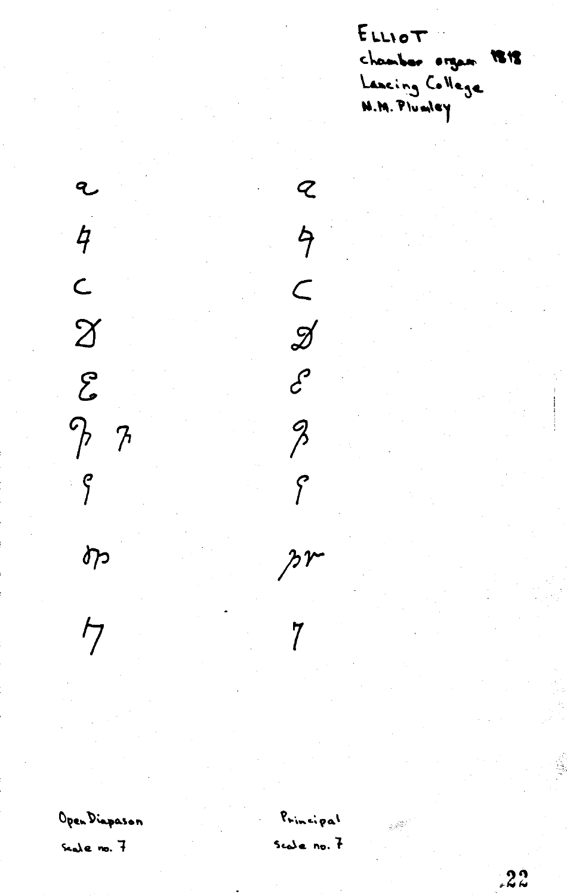ELLIOT
chamber organ 1818
Lancing College
N.M. Plumley

| Open Diapason | Principal |
| --- | --- |
| Scale no. 7 | Scale no. 7 |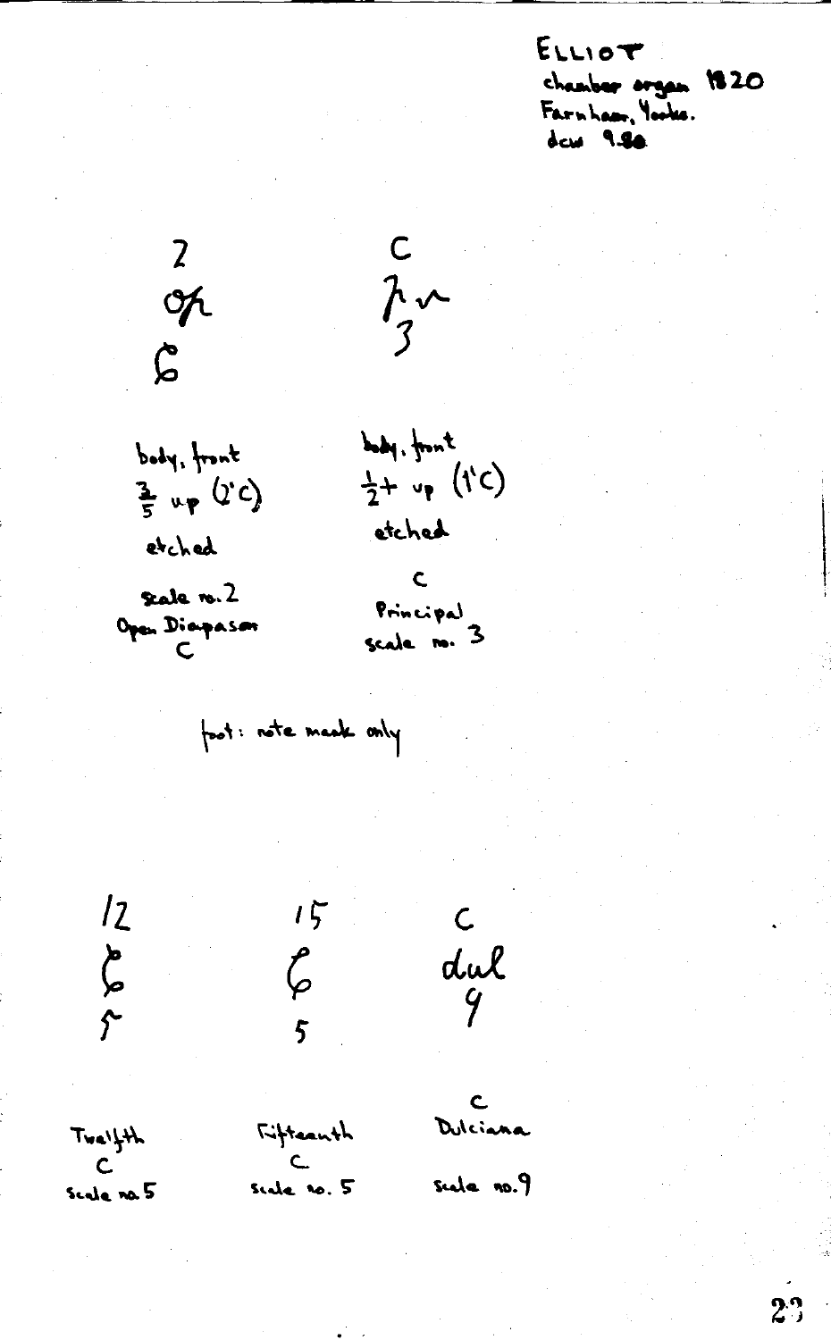ELLIOT
chamber organ 1820
Farnham, Yorks.
dcw 9.80

2
op
C

body, front
$\frac{3}{5}$ up (2'C)
etched

scale no. 2
Open Diapason
C

C
pr
3

body, front
$\frac{1}{2}$+ up (1'C)
etched

C
Principal
scale no. 3

foot: note mark only

12
C
5

Twelfth
C
scale no. 5

15
C
5

Fifteenth
C
scale no. 5

C
dul
9

C
Dulciana
scale no. 9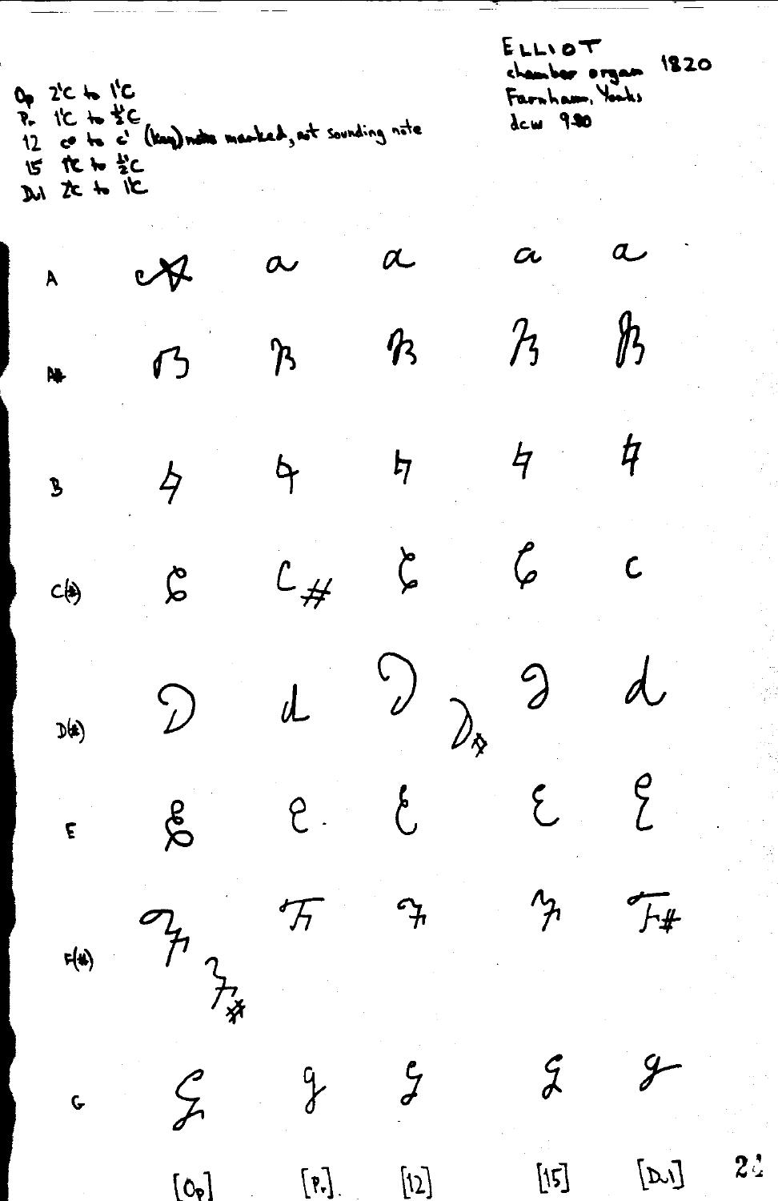ELLIOT
chamber organ 1820
Farnham, Yorks
dcw 9.90

Op 2'C to 1'C
Pr 1'C to ½'C
12 c° to c' (key) notes marked, not sounding note
15 1'C to ½'C
Dul 2'C to 1'C

| | [Op] | [Pr] | [12] | [15] | [Dul] |
|---|---|---|---|---|---|
| A | a | a | a | a | a |
| A# | B | B | B | B | B |
| B | 4 | 4 | 4 | 4 | 4 |
| C(#) | C | C# | C | C | c |
| D(#) | D | d | D, D# | d | d |
| E | E | e | E | E | E |
| F(#) | F, F# | F | F | F | F# |
| G | G | g | G | g | g |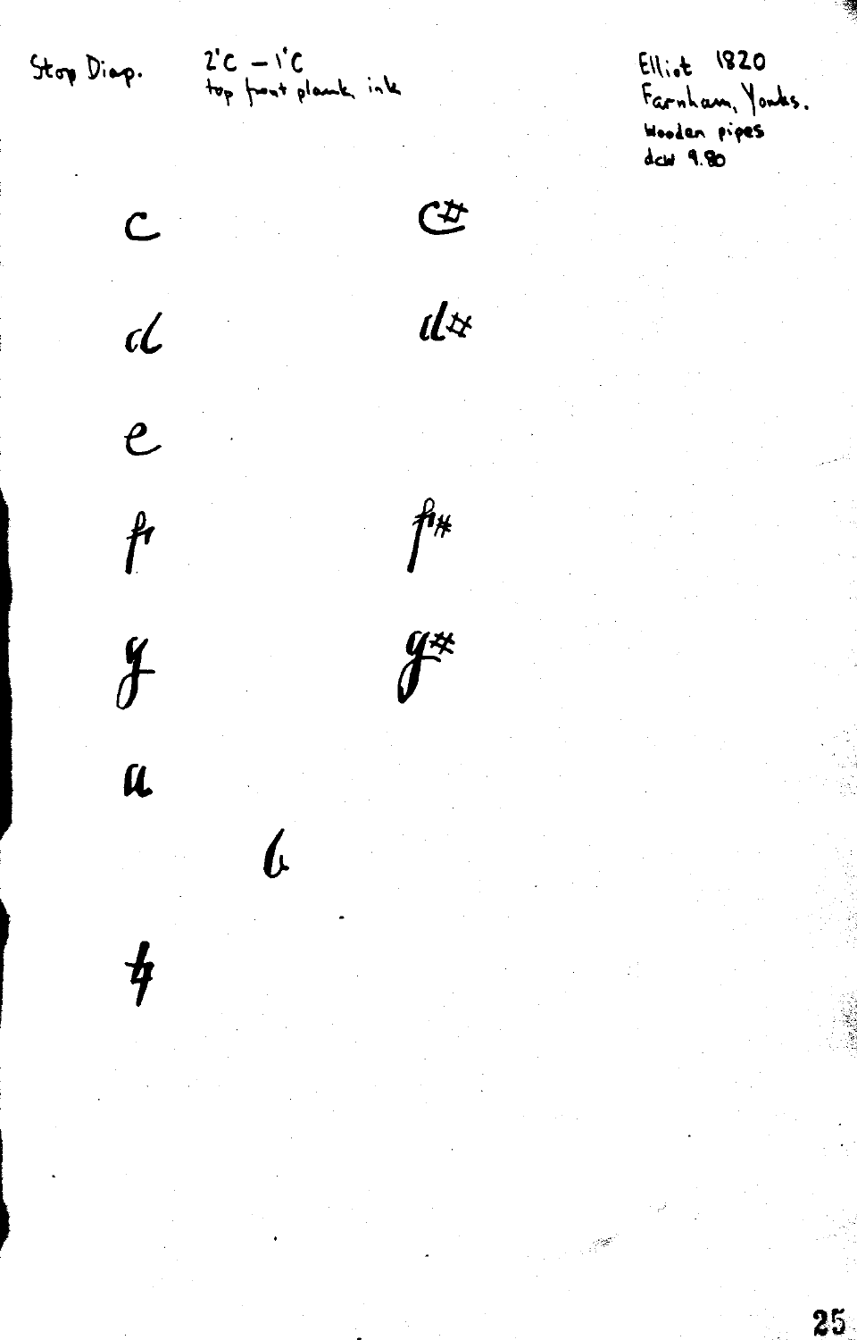Stop Diap. 2'C – 1'C
top front plank, ink

Elliot 1820
Farnham, Yorks.
Wooden pipes
dcw 9.80

c    c#

d    d#

e

f    f#

g    g#

a

b

h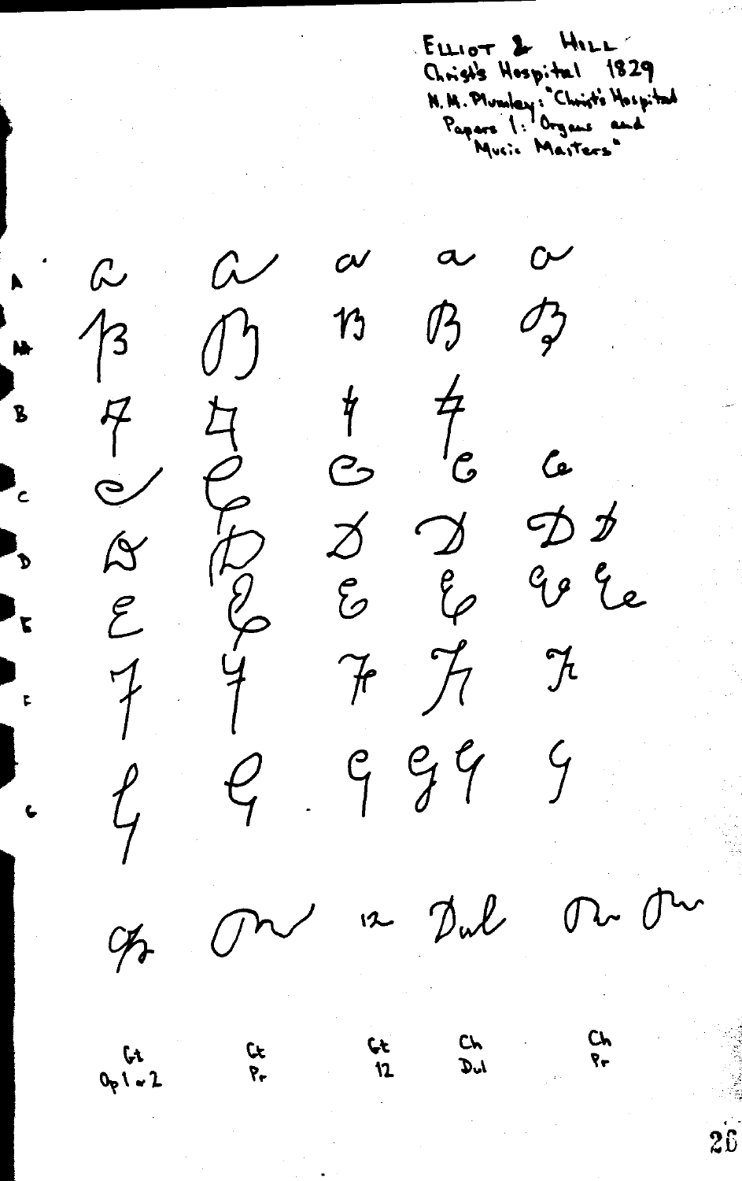ELLIOT & HILL
Christ's Hospital 1829
N. M. Plumley: "Christ's Hospital Papers 1: Organs and Music Masters"

A
A#
B
C
D
E
F
G

Gt Op 1 & 2

Gt Pr

Gt 12

Ch Dul

Ch Pr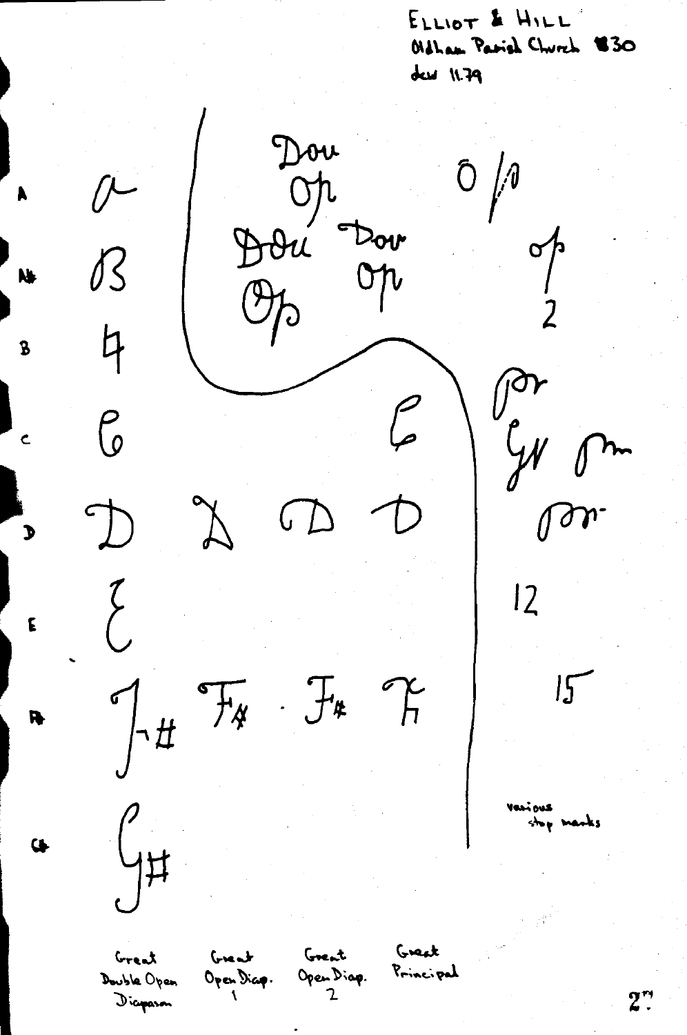ELLIOT & HILL
Oldham Parish Church 1830
dew 11.79

| | | | | | |
|---|---|---|---|---|---|
| A | a | Dou Op | | | O/p |
| A# | B | Dou Op | Dov Op | | op 2 |
| B | 4 | | | | |
| C | C | | | C | pr G# pm |
| D | D | D | D | D | pr |
| E | E | | | | 12 |
| F# | F# | F# | F# | F | 15 |
| G# | G# | | | | |

various stop marks

Great Double Open Diapason — Great Open Diap. 1 — Great Open Diap. 2 — Great Principal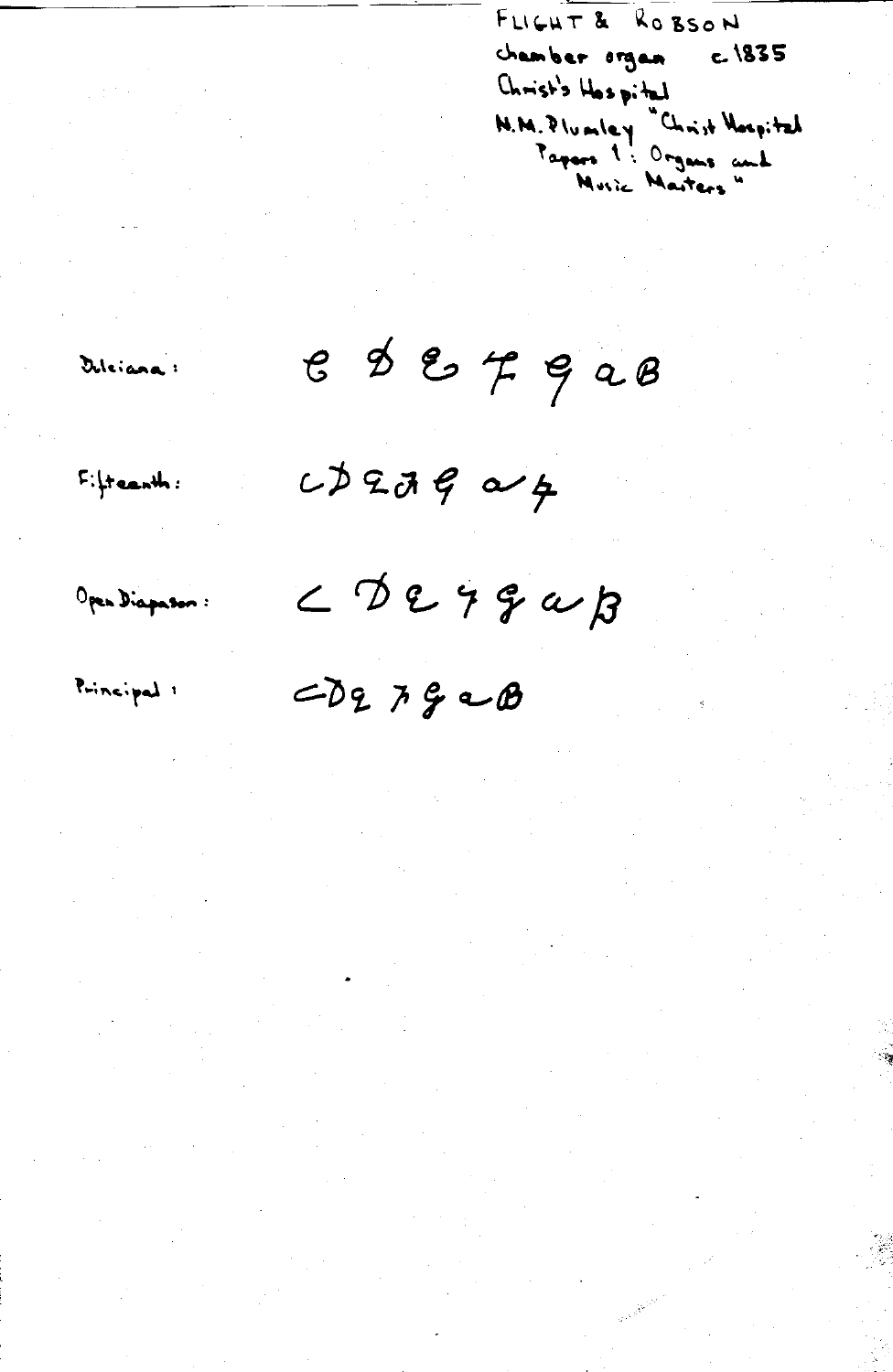FLIGHT & ROBSON
chamber organ c. 1835
Christ's Hospital
N.M. Plumley "Christ Hospital Papers 1: Organs and Music Masters"

Dulciana: C D E F G a B

Fifteenth: C D E F G a F

Open Diapason: C D E F G a B

Principal: C D E F G a B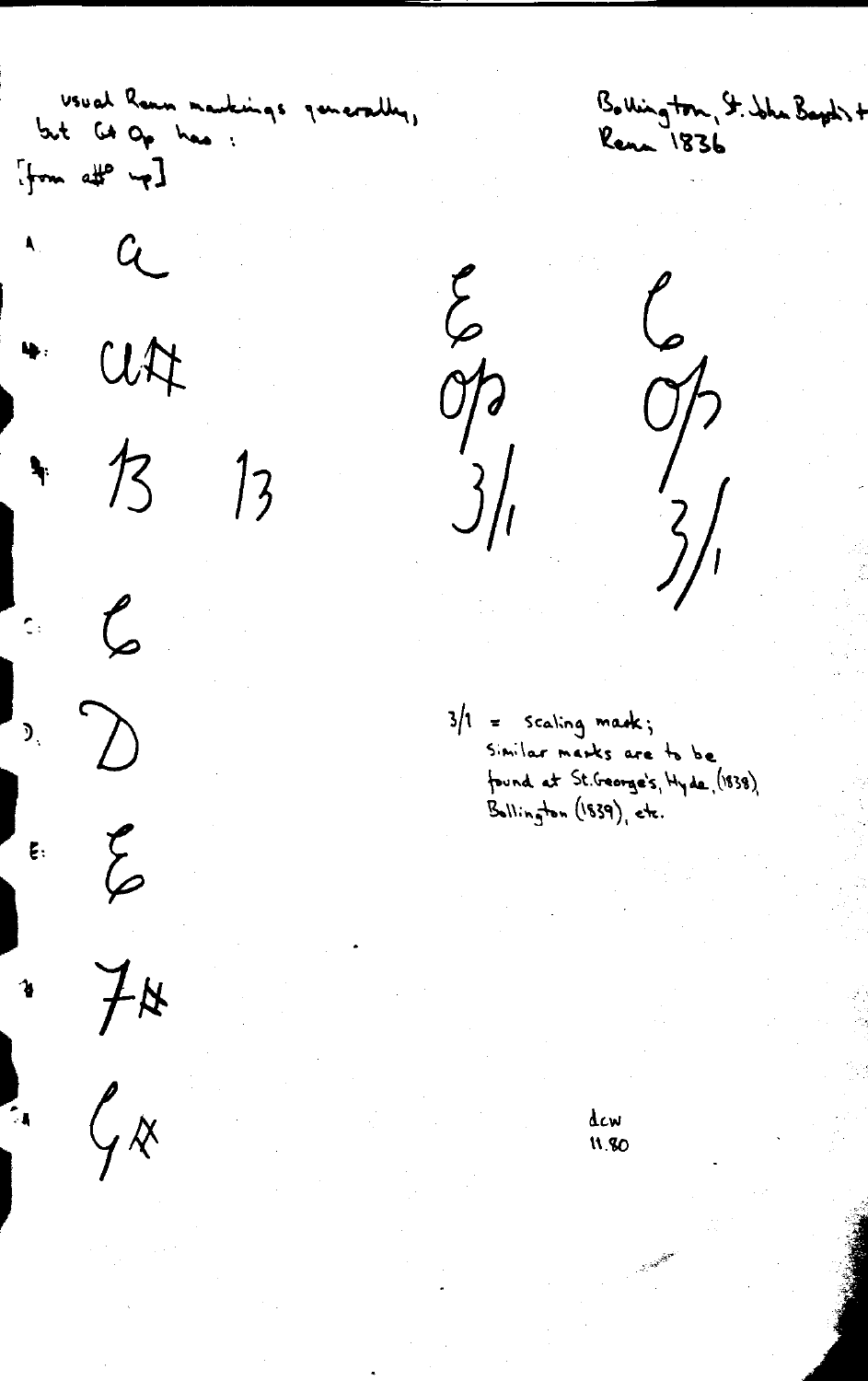usual Renn markings generally, but Gt Op has:
[from a#° up]

Bollington, St. John Baptist
Renn 1836

A: a

A#: a#

B: B B

C: C

D: D

E: E

F#: F#

G#: G#

E
Op
3/1

C
Op
3/1

3/1 = scaling mark;
Similar marks are to be found at St. George's, Hyde, (1838), Bollington (1839), etc.

dcw
11.80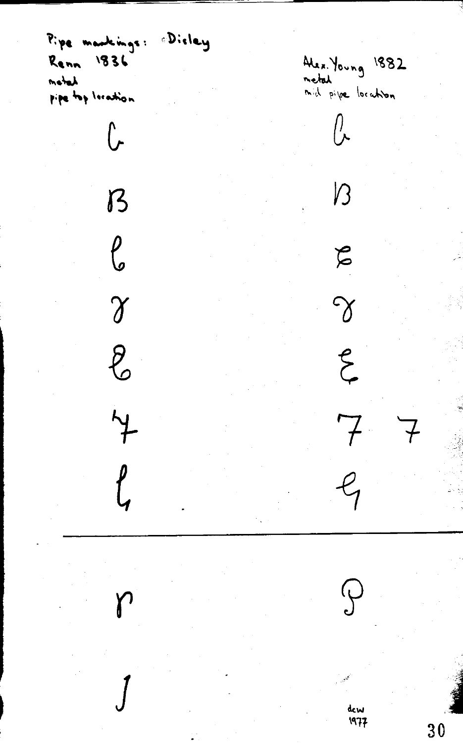Pipe markings: Disley

| Renn 1836<br>metal<br>pipe top location | Alex. Young 1882<br>metal<br>mid pipe location |
| --- | --- |
| C | C |
| B | B |
| C | C |
| D | D |
| E | E |
| F | F F |
| G | G |
| P | P |
| J | |

dcw
1977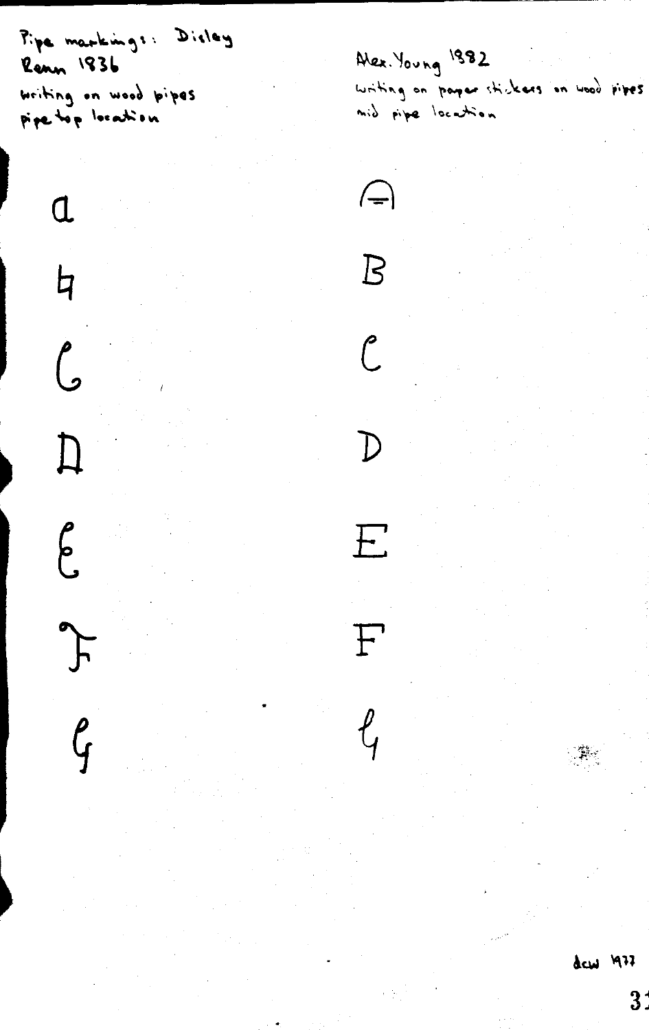Pipe markings: Disley
Renn 1836
writing on wood pipes
pipe top location

Alex. Young 1882
writing on paper stickers on wood pipes
mid pipe location

| | |
|---|---|
| a | A |
| b | B |
| C | C |
| D | D |
| E | E |
| F | F |
| G | G |

dcw 1977